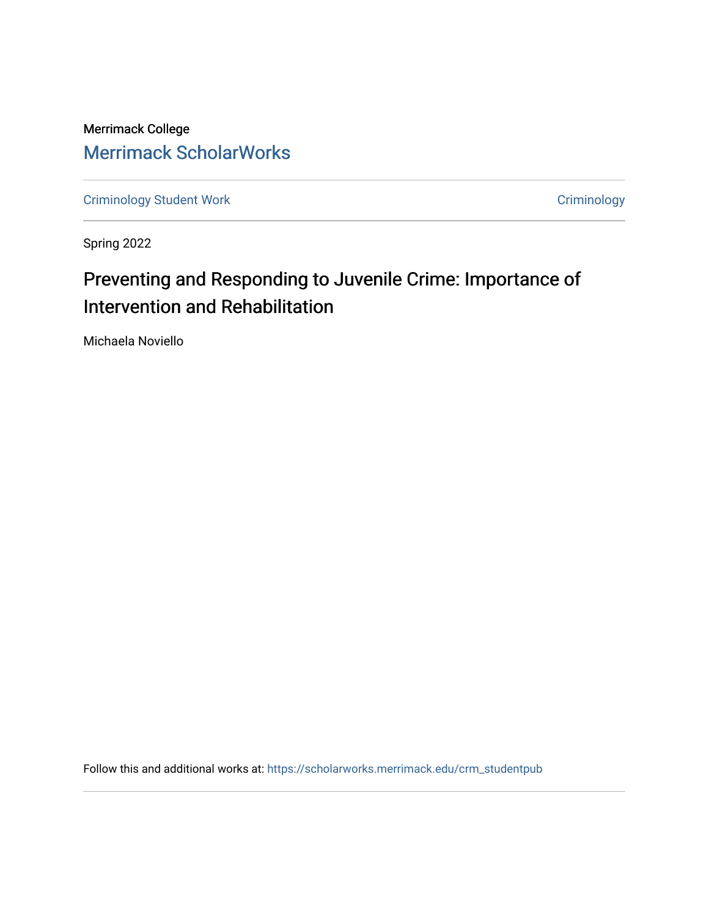Merrimack College

Merrimack ScholarWorks

Criminology Student Work | Criminology

Spring 2022

# Preventing and Responding to Juvenile Crime: Importance of Intervention and Rehabilitation

Michaela Noviello

Follow this and additional works at: https://scholarworks.merrimack.edu/crm_studentpub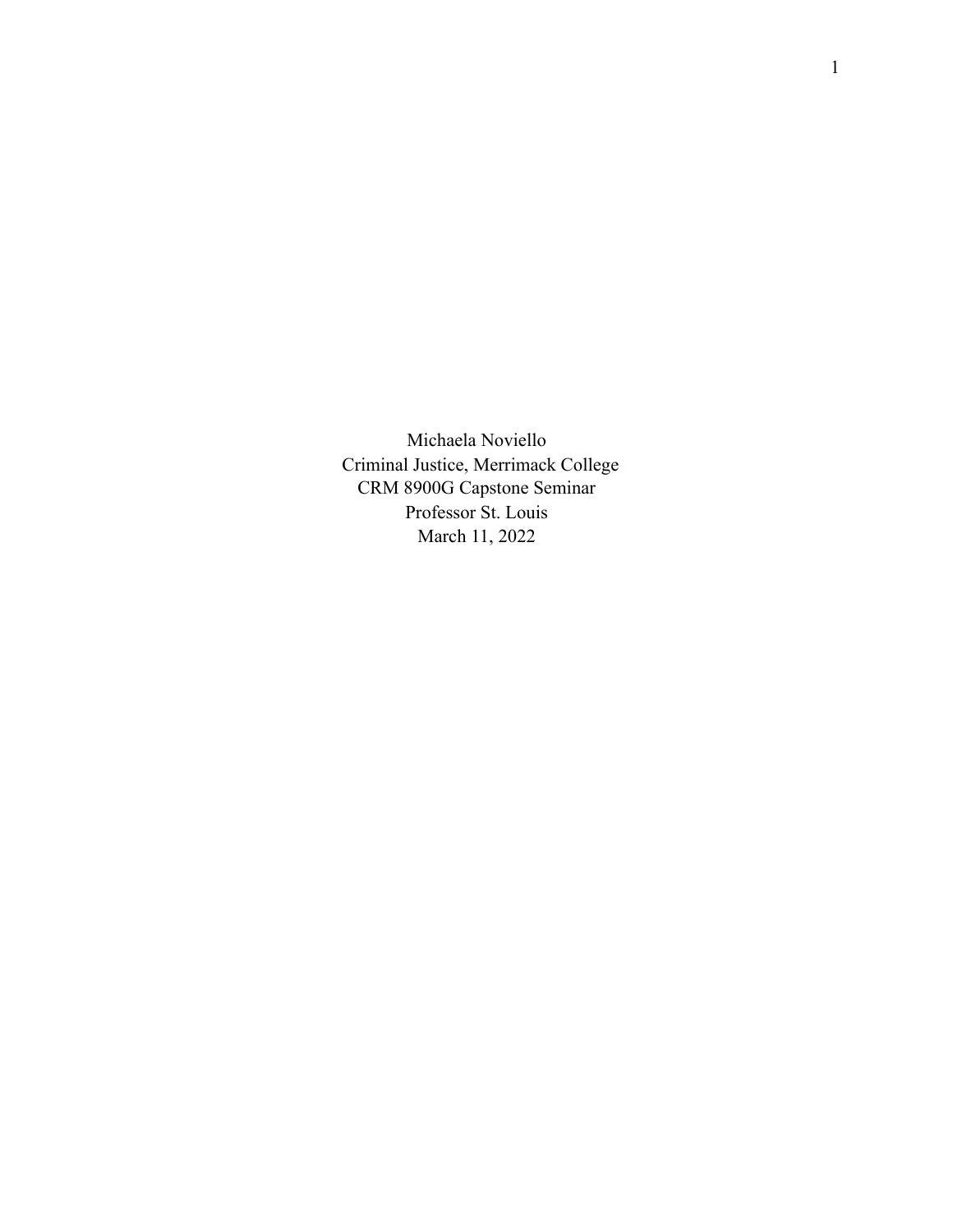Michaela Noviello

Criminal Justice, Merrimack College

CRM 8900G Capstone Seminar

Professor St. Louis

March 11, 2022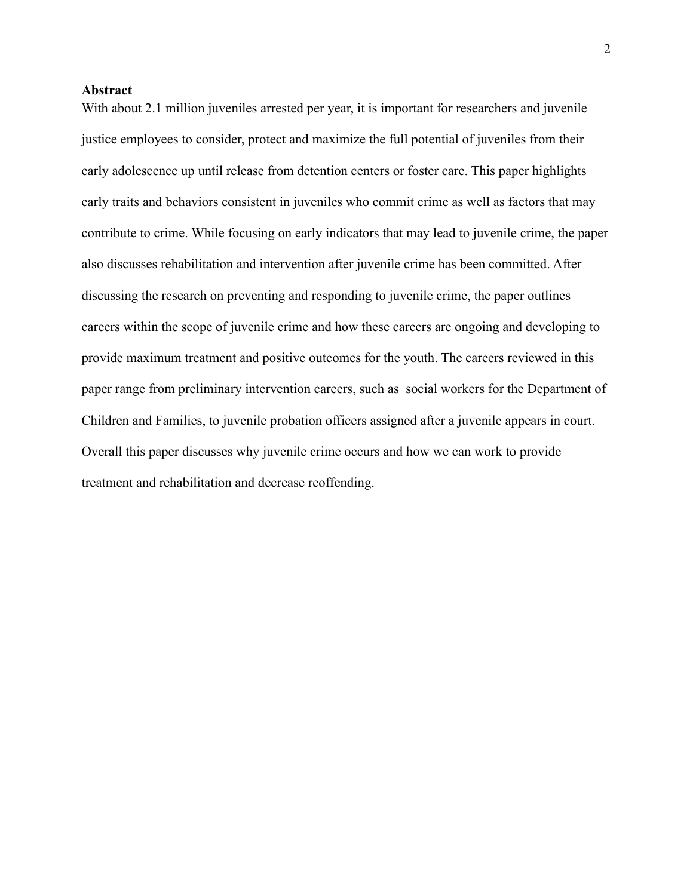**Abstract**

With about 2.1 million juveniles arrested per year, it is important for researchers and juvenile justice employees to consider, protect and maximize the full potential of juveniles from their early adolescence up until release from detention centers or foster care. This paper highlights early traits and behaviors consistent in juveniles who commit crime as well as factors that may contribute to crime. While focusing on early indicators that may lead to juvenile crime, the paper also discusses rehabilitation and intervention after juvenile crime has been committed. After discussing the research on preventing and responding to juvenile crime, the paper outlines careers within the scope of juvenile crime and how these careers are ongoing and developing to provide maximum treatment and positive outcomes for the youth. The careers reviewed in this paper range from preliminary intervention careers, such as social workers for the Department of Children and Families, to juvenile probation officers assigned after a juvenile appears in court. Overall this paper discusses why juvenile crime occurs and how we can work to provide treatment and rehabilitation and decrease reoffending.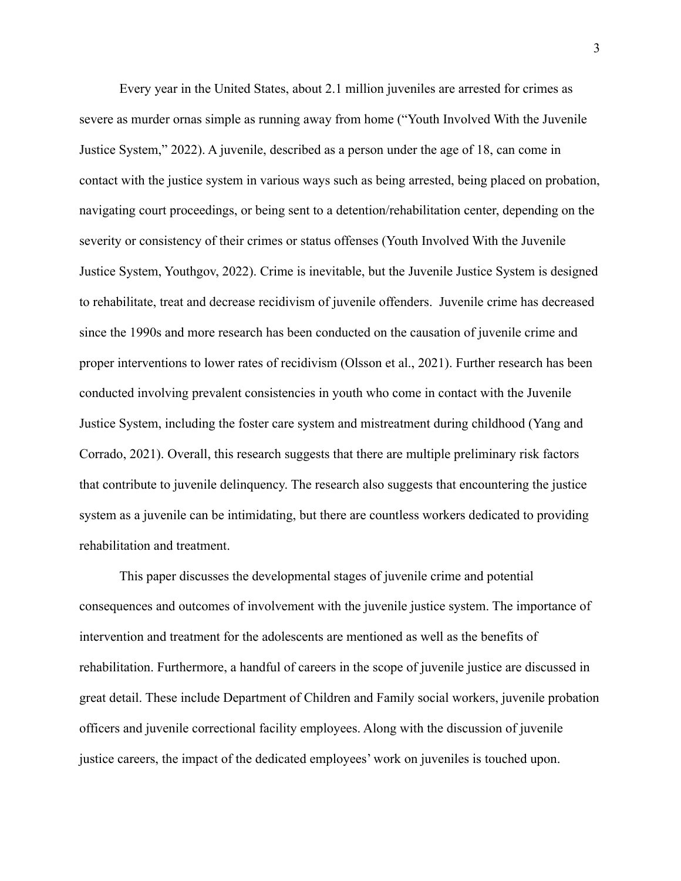Every year in the United States, about 2.1 million juveniles are arrested for crimes as severe as murder ornas simple as running away from home ("Youth Involved With the Juvenile Justice System," 2022). A juvenile, described as a person under the age of 18, can come in contact with the justice system in various ways such as being arrested, being placed on probation, navigating court proceedings, or being sent to a detention/rehabilitation center, depending on the severity or consistency of their crimes or status offenses (Youth Involved With the Juvenile Justice System, Youthgov, 2022). Crime is inevitable, but the Juvenile Justice System is designed to rehabilitate, treat and decrease recidivism of juvenile offenders. Juvenile crime has decreased since the 1990s and more research has been conducted on the causation of juvenile crime and proper interventions to lower rates of recidivism (Olsson et al., 2021). Further research has been conducted involving prevalent consistencies in youth who come in contact with the Juvenile Justice System, including the foster care system and mistreatment during childhood (Yang and Corrado, 2021). Overall, this research suggests that there are multiple preliminary risk factors that contribute to juvenile delinquency. The research also suggests that encountering the justice system as a juvenile can be intimidating, but there are countless workers dedicated to providing rehabilitation and treatment.

This paper discusses the developmental stages of juvenile crime and potential consequences and outcomes of involvement with the juvenile justice system. The importance of intervention and treatment for the adolescents are mentioned as well as the benefits of rehabilitation. Furthermore, a handful of careers in the scope of juvenile justice are discussed in great detail. These include Department of Children and Family social workers, juvenile probation officers and juvenile correctional facility employees. Along with the discussion of juvenile justice careers, the impact of the dedicated employees' work on juveniles is touched upon.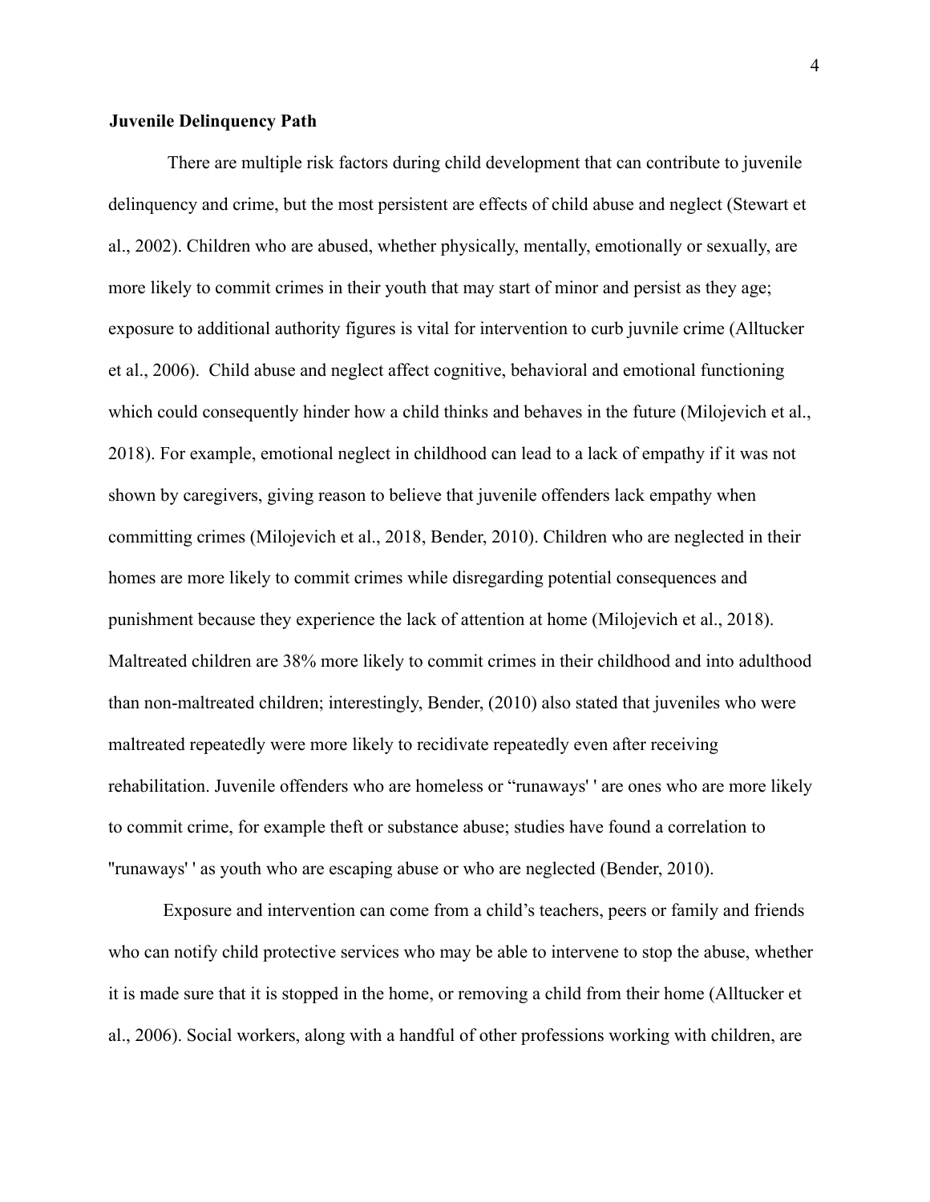**Juvenile Delinquency Path**

There are multiple risk factors during child development that can contribute to juvenile delinquency and crime, but the most persistent are effects of child abuse and neglect (Stewart et al., 2002). Children who are abused, whether physically, mentally, emotionally or sexually, are more likely to commit crimes in their youth that may start of minor and persist as they age; exposure to additional authority figures is vital for intervention to curb juvnile crime (Alltucker et al., 2006). Child abuse and neglect affect cognitive, behavioral and emotional functioning which could consequently hinder how a child thinks and behaves in the future (Milojevich et al., 2018). For example, emotional neglect in childhood can lead to a lack of empathy if it was not shown by caregivers, giving reason to believe that juvenile offenders lack empathy when committing crimes (Milojevich et al., 2018, Bender, 2010). Children who are neglected in their homes are more likely to commit crimes while disregarding potential consequences and punishment because they experience the lack of attention at home (Milojevich et al., 2018). Maltreated children are 38% more likely to commit crimes in their childhood and into adulthood than non-maltreated children; interestingly, Bender, (2010) also stated that juveniles who were maltreated repeatedly were more likely to recidivate repeatedly even after receiving rehabilitation. Juvenile offenders who are homeless or "runaways' ' are ones who are more likely to commit crime, for example theft or substance abuse; studies have found a correlation to "runaways' ' as youth who are escaping abuse or who are neglected (Bender, 2010).

Exposure and intervention can come from a child's teachers, peers or family and friends who can notify child protective services who may be able to intervene to stop the abuse, whether it is made sure that it is stopped in the home, or removing a child from their home (Alltucker et al., 2006). Social workers, along with a handful of other professions working with children, are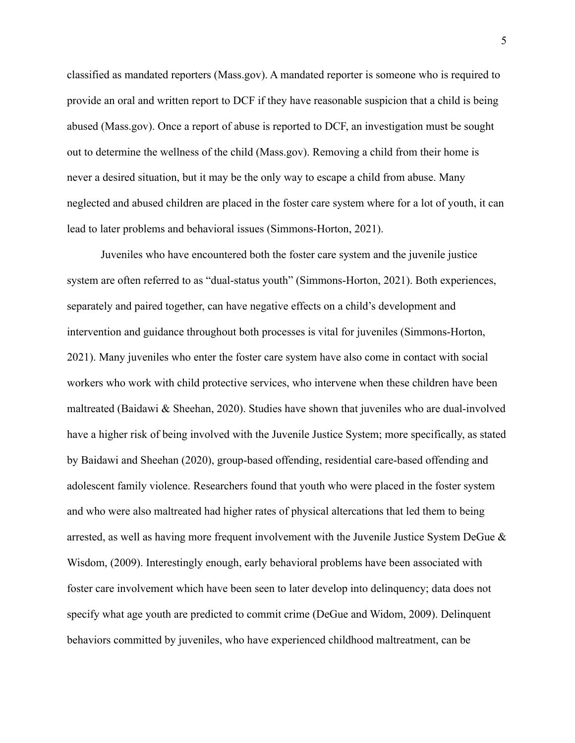classified as mandated reporters (Mass.gov). A mandated reporter is someone who is required to provide an oral and written report to DCF if they have reasonable suspicion that a child is being abused (Mass.gov). Once a report of abuse is reported to DCF, an investigation must be sought out to determine the wellness of the child (Mass.gov). Removing a child from their home is never a desired situation, but it may be the only way to escape a child from abuse. Many neglected and abused children are placed in the foster care system where for a lot of youth, it can lead to later problems and behavioral issues (Simmons-Horton, 2021).

Juveniles who have encountered both the foster care system and the juvenile justice system are often referred to as "dual-status youth" (Simmons-Horton, 2021). Both experiences, separately and paired together, can have negative effects on a child's development and intervention and guidance throughout both processes is vital for juveniles (Simmons-Horton, 2021). Many juveniles who enter the foster care system have also come in contact with social workers who work with child protective services, who intervene when these children have been maltreated (Baidawi & Sheehan, 2020). Studies have shown that juveniles who are dual-involved have a higher risk of being involved with the Juvenile Justice System; more specifically, as stated by Baidawi and Sheehan (2020), group-based offending, residential care-based offending and adolescent family violence. Researchers found that youth who were placed in the foster system and who were also maltreated had higher rates of physical altercations that led them to being arrested, as well as having more frequent involvement with the Juvenile Justice System DeGue & Wisdom, (2009). Interestingly enough, early behavioral problems have been associated with foster care involvement which have been seen to later develop into delinquency; data does not specify what age youth are predicted to commit crime (DeGue and Widom, 2009). Delinquent behaviors committed by juveniles, who have experienced childhood maltreatment, can be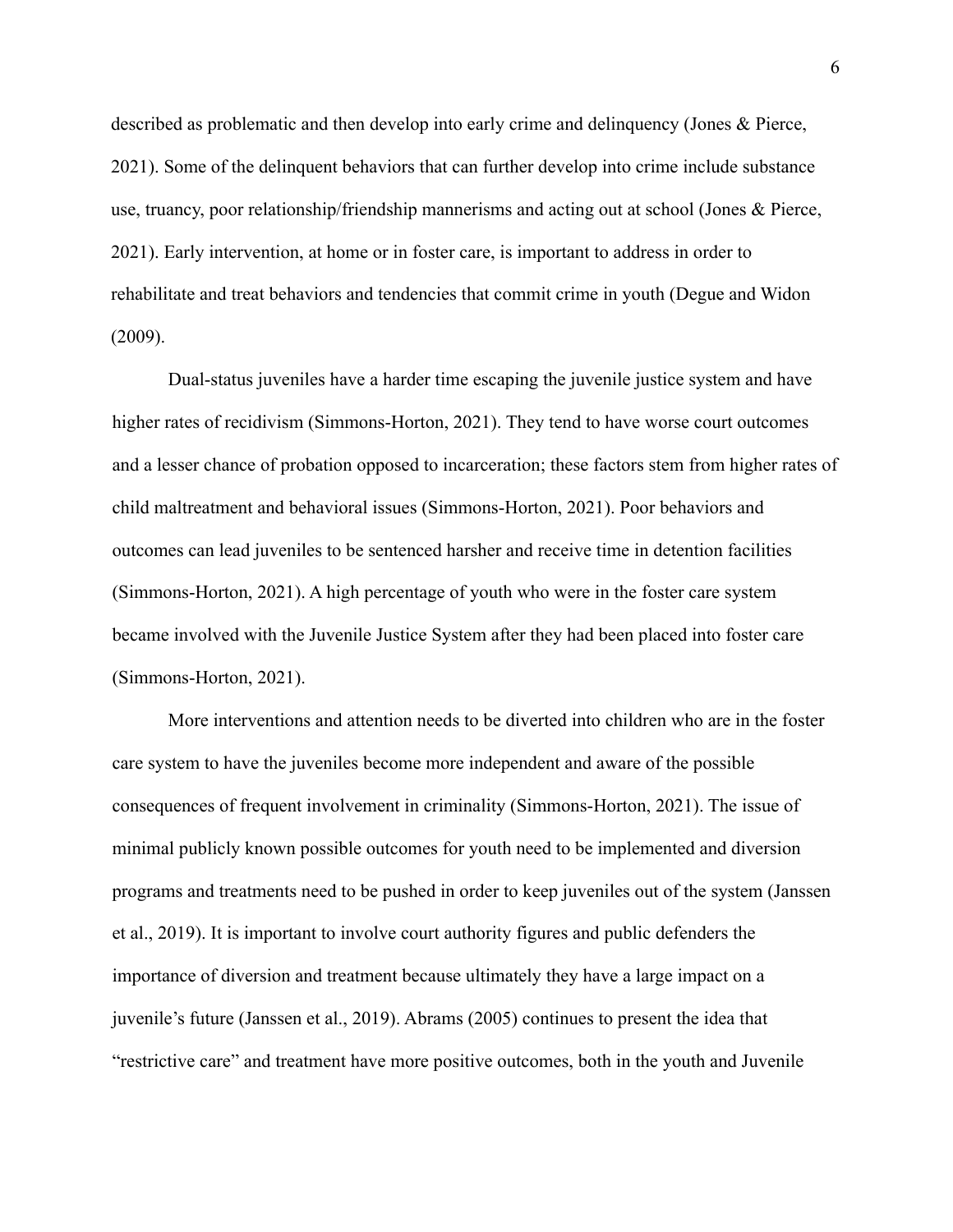described as problematic and then develop into early crime and delinquency (Jones & Pierce, 2021). Some of the delinquent behaviors that can further develop into crime include substance use, truancy, poor relationship/friendship mannerisms and acting out at school (Jones & Pierce, 2021). Early intervention, at home or in foster care, is important to address in order to rehabilitate and treat behaviors and tendencies that commit crime in youth (Degue and Widon (2009).

Dual-status juveniles have a harder time escaping the juvenile justice system and have higher rates of recidivism (Simmons-Horton, 2021). They tend to have worse court outcomes and a lesser chance of probation opposed to incarceration; these factors stem from higher rates of child maltreatment and behavioral issues (Simmons-Horton, 2021). Poor behaviors and outcomes can lead juveniles to be sentenced harsher and receive time in detention facilities (Simmons-Horton, 2021). A high percentage of youth who were in the foster care system became involved with the Juvenile Justice System after they had been placed into foster care (Simmons-Horton, 2021).

More interventions and attention needs to be diverted into children who are in the foster care system to have the juveniles become more independent and aware of the possible consequences of frequent involvement in criminality (Simmons-Horton, 2021). The issue of minimal publicly known possible outcomes for youth need to be implemented and diversion programs and treatments need to be pushed in order to keep juveniles out of the system (Janssen et al., 2019). It is important to involve court authority figures and public defenders the importance of diversion and treatment because ultimately they have a large impact on a juvenile's future (Janssen et al., 2019). Abrams (2005) continues to present the idea that "restrictive care" and treatment have more positive outcomes, both in the youth and Juvenile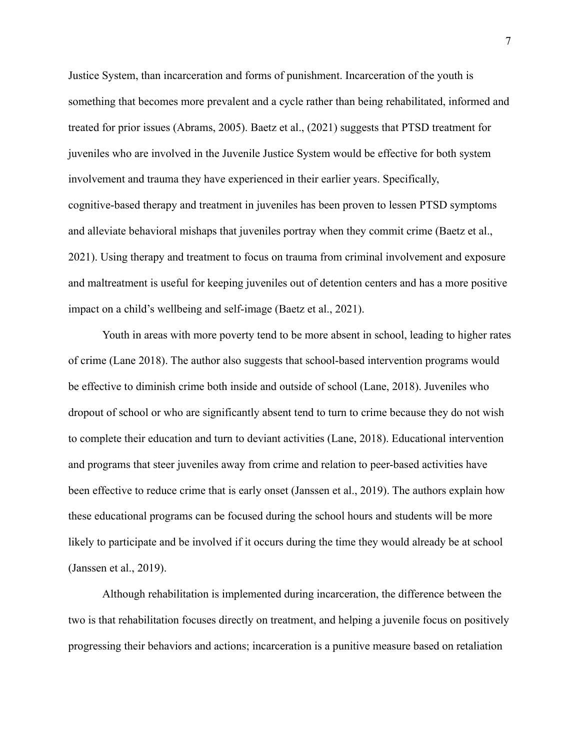Justice System, than incarceration and forms of punishment. Incarceration of the youth is something that becomes more prevalent and a cycle rather than being rehabilitated, informed and treated for prior issues (Abrams, 2005). Baetz et al., (2021) suggests that PTSD treatment for juveniles who are involved in the Juvenile Justice System would be effective for both system involvement and trauma they have experienced in their earlier years. Specifically, cognitive-based therapy and treatment in juveniles has been proven to lessen PTSD symptoms and alleviate behavioral mishaps that juveniles portray when they commit crime (Baetz et al., 2021). Using therapy and treatment to focus on trauma from criminal involvement and exposure and maltreatment is useful for keeping juveniles out of detention centers and has a more positive impact on a child's wellbeing and self-image (Baetz et al., 2021).

Youth in areas with more poverty tend to be more absent in school, leading to higher rates of crime (Lane 2018). The author also suggests that school-based intervention programs would be effective to diminish crime both inside and outside of school (Lane, 2018). Juveniles who dropout of school or who are significantly absent tend to turn to crime because they do not wish to complete their education and turn to deviant activities (Lane, 2018). Educational intervention and programs that steer juveniles away from crime and relation to peer-based activities have been effective to reduce crime that is early onset (Janssen et al., 2019). The authors explain how these educational programs can be focused during the school hours and students will be more likely to participate and be involved if it occurs during the time they would already be at school (Janssen et al., 2019).

Although rehabilitation is implemented during incarceration, the difference between the two is that rehabilitation focuses directly on treatment, and helping a juvenile focus on positively progressing their behaviors and actions; incarceration is a punitive measure based on retaliation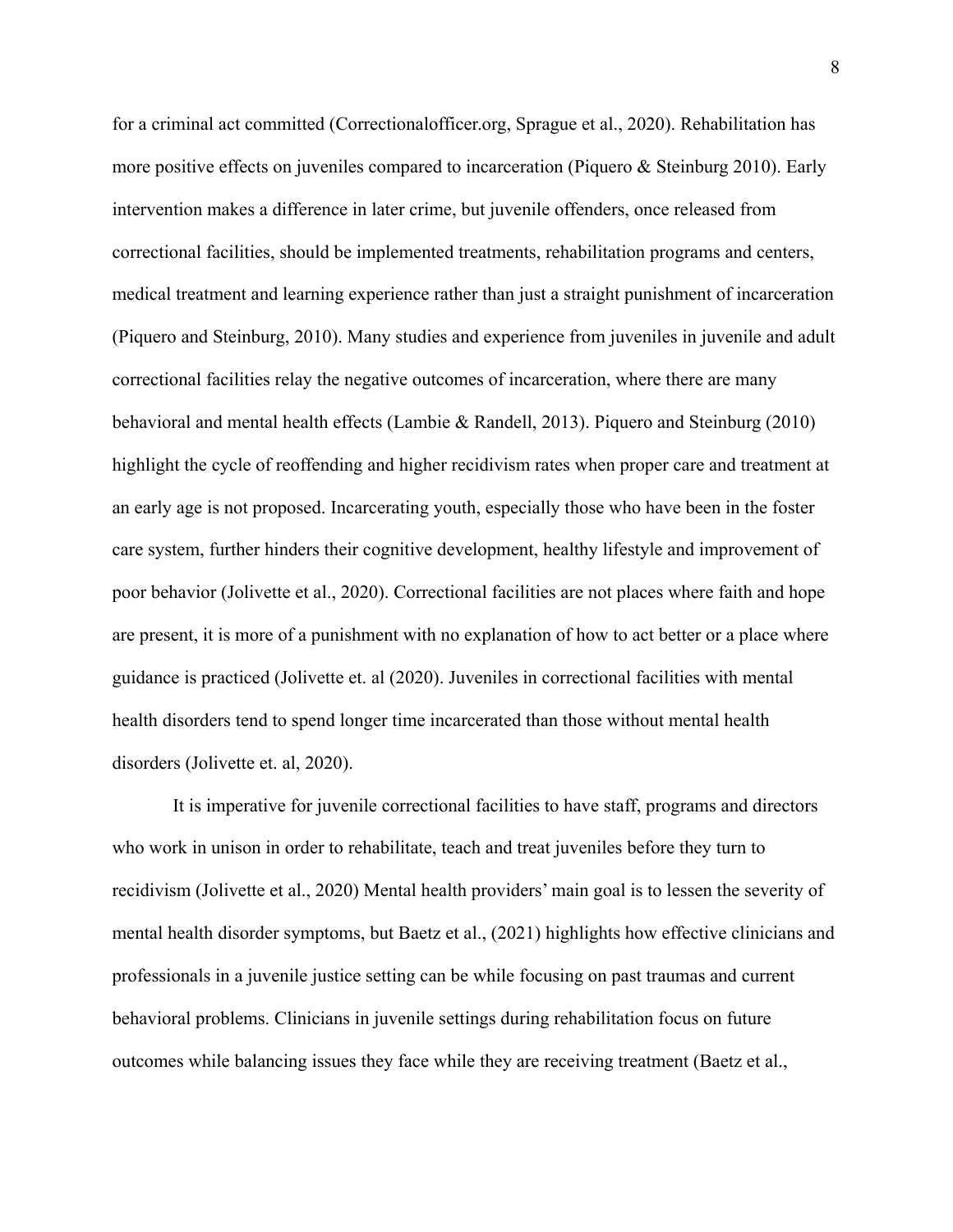for a criminal act committed (Correctionalofficer.org, Sprague et al., 2020). Rehabilitation has more positive effects on juveniles compared to incarceration (Piquero & Steinburg 2010). Early intervention makes a difference in later crime, but juvenile offenders, once released from correctional facilities, should be implemented treatments, rehabilitation programs and centers, medical treatment and learning experience rather than just a straight punishment of incarceration (Piquero and Steinburg, 2010). Many studies and experience from juveniles in juvenile and adult correctional facilities relay the negative outcomes of incarceration, where there are many behavioral and mental health effects (Lambie & Randell, 2013). Piquero and Steinburg (2010) highlight the cycle of reoffending and higher recidivism rates when proper care and treatment at an early age is not proposed. Incarcerating youth, especially those who have been in the foster care system, further hinders their cognitive development, healthy lifestyle and improvement of poor behavior (Jolivette et al., 2020). Correctional facilities are not places where faith and hope are present, it is more of a punishment with no explanation of how to act better or a place where guidance is practiced (Jolivette et. al (2020). Juveniles in correctional facilities with mental health disorders tend to spend longer time incarcerated than those without mental health disorders (Jolivette et. al, 2020).

It is imperative for juvenile correctional facilities to have staff, programs and directors who work in unison in order to rehabilitate, teach and treat juveniles before they turn to recidivism (Jolivette et al., 2020) Mental health providers' main goal is to lessen the severity of mental health disorder symptoms, but Baetz et al., (2021) highlights how effective clinicians and professionals in a juvenile justice setting can be while focusing on past traumas and current behavioral problems. Clinicians in juvenile settings during rehabilitation focus on future outcomes while balancing issues they face while they are receiving treatment (Baetz et al.,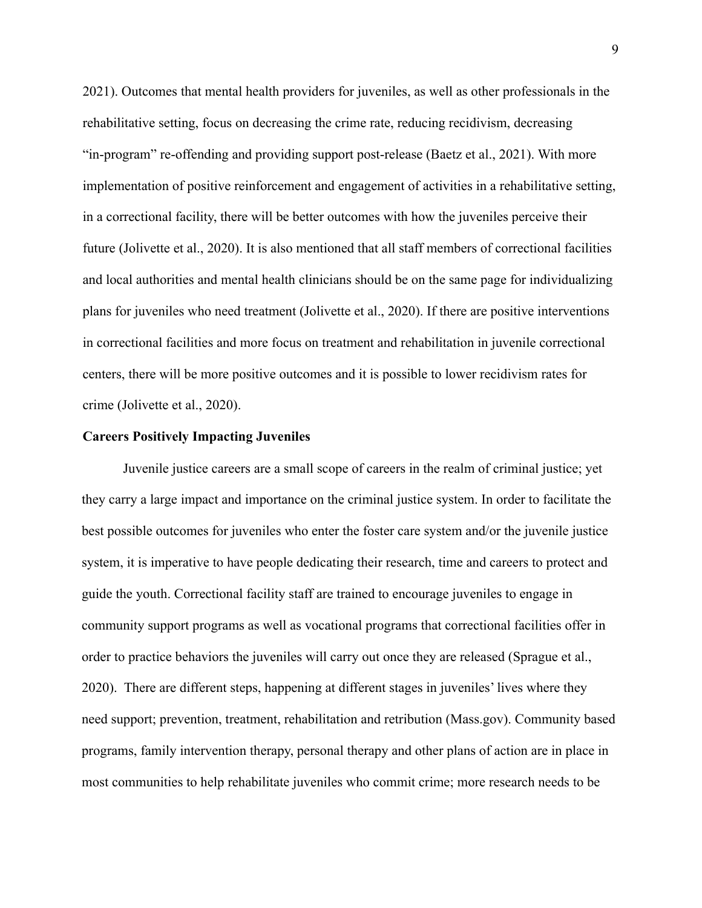2021). Outcomes that mental health providers for juveniles, as well as other professionals in the rehabilitative setting, focus on decreasing the crime rate, reducing recidivism, decreasing "in-program" re-offending and providing support post-release (Baetz et al., 2021). With more implementation of positive reinforcement and engagement of activities in a rehabilitative setting, in a correctional facility, there will be better outcomes with how the juveniles perceive their future (Jolivette et al., 2020). It is also mentioned that all staff members of correctional facilities and local authorities and mental health clinicians should be on the same page for individualizing plans for juveniles who need treatment (Jolivette et al., 2020). If there are positive interventions in correctional facilities and more focus on treatment and rehabilitation in juvenile correctional centers, there will be more positive outcomes and it is possible to lower recidivism rates for crime (Jolivette et al., 2020).

**Careers Positively Impacting Juveniles**

Juvenile justice careers are a small scope of careers in the realm of criminal justice; yet they carry a large impact and importance on the criminal justice system. In order to facilitate the best possible outcomes for juveniles who enter the foster care system and/or the juvenile justice system, it is imperative to have people dedicating their research, time and careers to protect and guide the youth. Correctional facility staff are trained to encourage juveniles to engage in community support programs as well as vocational programs that correctional facilities offer in order to practice behaviors the juveniles will carry out once they are released (Sprague et al., 2020). There are different steps, happening at different stages in juveniles' lives where they need support; prevention, treatment, rehabilitation and retribution (Mass.gov). Community based programs, family intervention therapy, personal therapy and other plans of action are in place in most communities to help rehabilitate juveniles who commit crime; more research needs to be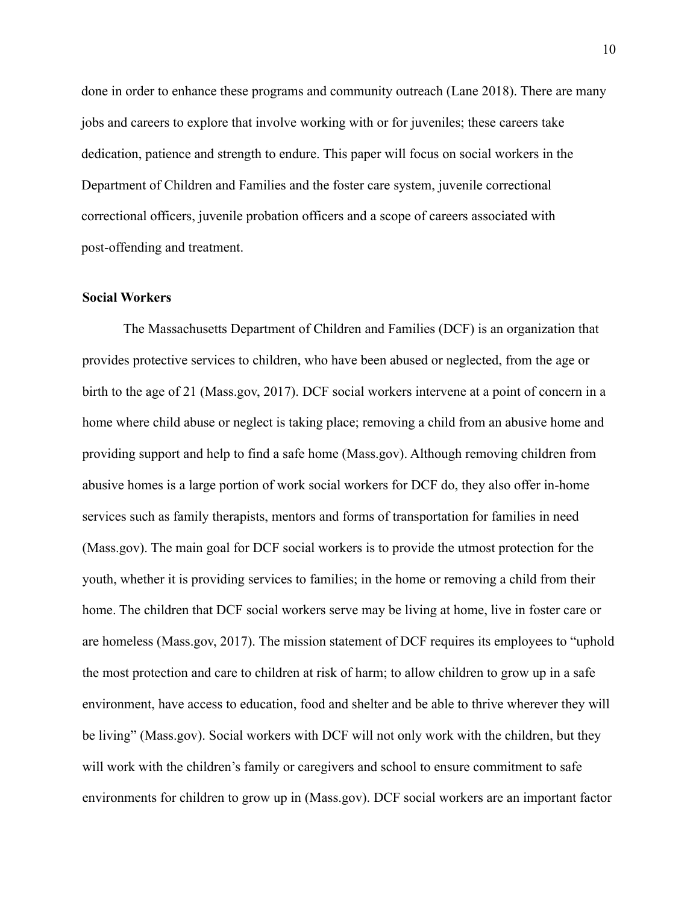done in order to enhance these programs and community outreach (Lane 2018). There are many jobs and careers to explore that involve working with or for juveniles; these careers take dedication, patience and strength to endure. This paper will focus on social workers in the Department of Children and Families and the foster care system, juvenile correctional correctional officers, juvenile probation officers and a scope of careers associated with post-offending and treatment.

**Social Workers**

The Massachusetts Department of Children and Families (DCF) is an organization that provides protective services to children, who have been abused or neglected, from the age or birth to the age of 21 (Mass.gov, 2017). DCF social workers intervene at a point of concern in a home where child abuse or neglect is taking place; removing a child from an abusive home and providing support and help to find a safe home (Mass.gov). Although removing children from abusive homes is a large portion of work social workers for DCF do, they also offer in-home services such as family therapists, mentors and forms of transportation for families in need (Mass.gov). The main goal for DCF social workers is to provide the utmost protection for the youth, whether it is providing services to families; in the home or removing a child from their home. The children that DCF social workers serve may be living at home, live in foster care or are homeless (Mass.gov, 2017). The mission statement of DCF requires its employees to "uphold the most protection and care to children at risk of harm; to allow children to grow up in a safe environment, have access to education, food and shelter and be able to thrive wherever they will be living" (Mass.gov). Social workers with DCF will not only work with the children, but they will work with the children's family or caregivers and school to ensure commitment to safe environments for children to grow up in (Mass.gov). DCF social workers are an important factor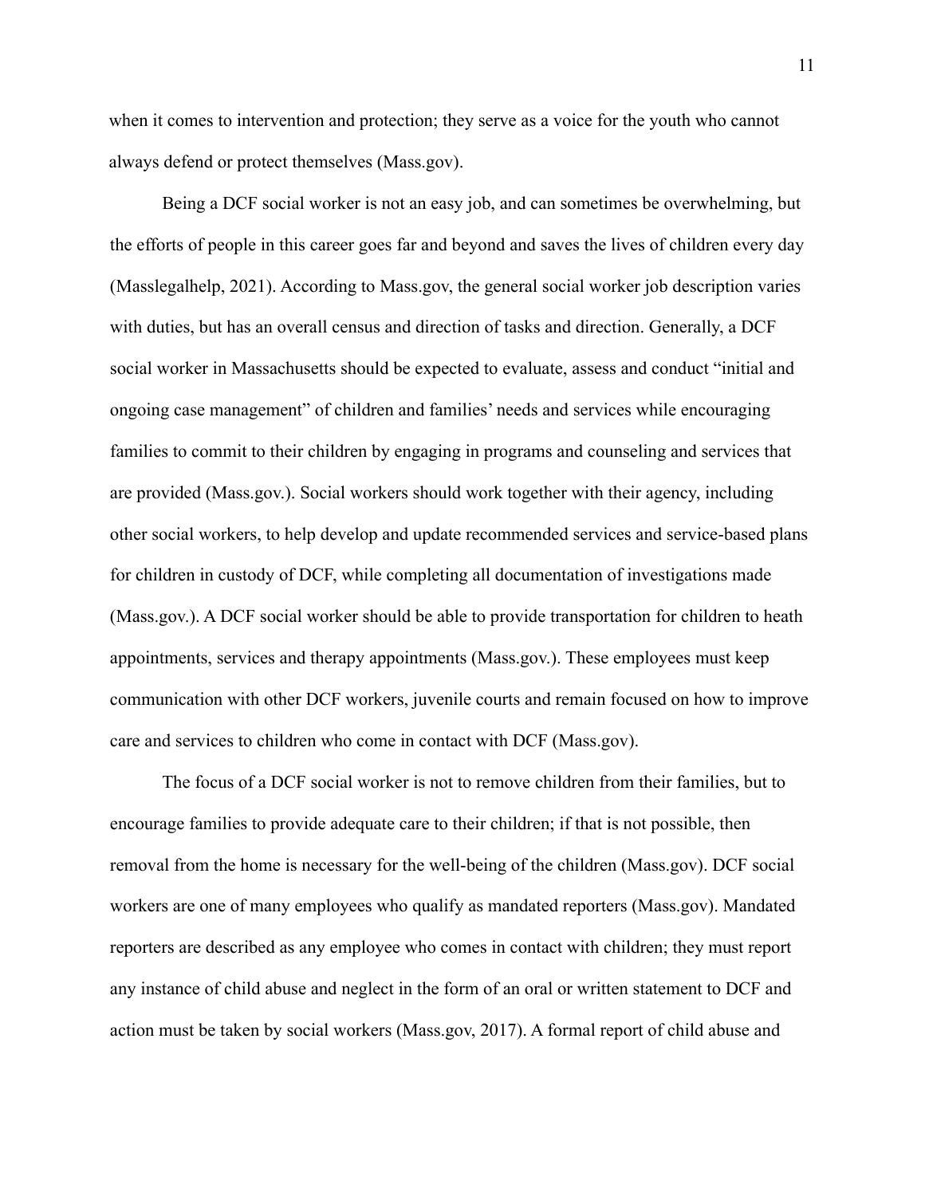when it comes to intervention and protection; they serve as a voice for the youth who cannot always defend or protect themselves (Mass.gov).

Being a DCF social worker is not an easy job, and can sometimes be overwhelming, but the efforts of people in this career goes far and beyond and saves the lives of children every day (Masslegalhelp, 2021). According to Mass.gov, the general social worker job description varies with duties, but has an overall census and direction of tasks and direction. Generally, a DCF social worker in Massachusetts should be expected to evaluate, assess and conduct "initial and ongoing case management" of children and families' needs and services while encouraging families to commit to their children by engaging in programs and counseling and services that are provided (Mass.gov.). Social workers should work together with their agency, including other social workers, to help develop and update recommended services and service-based plans for children in custody of DCF, while completing all documentation of investigations made (Mass.gov.). A DCF social worker should be able to provide transportation for children to heath appointments, services and therapy appointments (Mass.gov.). These employees must keep communication with other DCF workers, juvenile courts and remain focused on how to improve care and services to children who come in contact with DCF (Mass.gov).

The focus of a DCF social worker is not to remove children from their families, but to encourage families to provide adequate care to their children; if that is not possible, then removal from the home is necessary for the well-being of the children (Mass.gov). DCF social workers are one of many employees who qualify as mandated reporters (Mass.gov). Mandated reporters are described as any employee who comes in contact with children; they must report any instance of child abuse and neglect in the form of an oral or written statement to DCF and action must be taken by social workers (Mass.gov, 2017). A formal report of child abuse and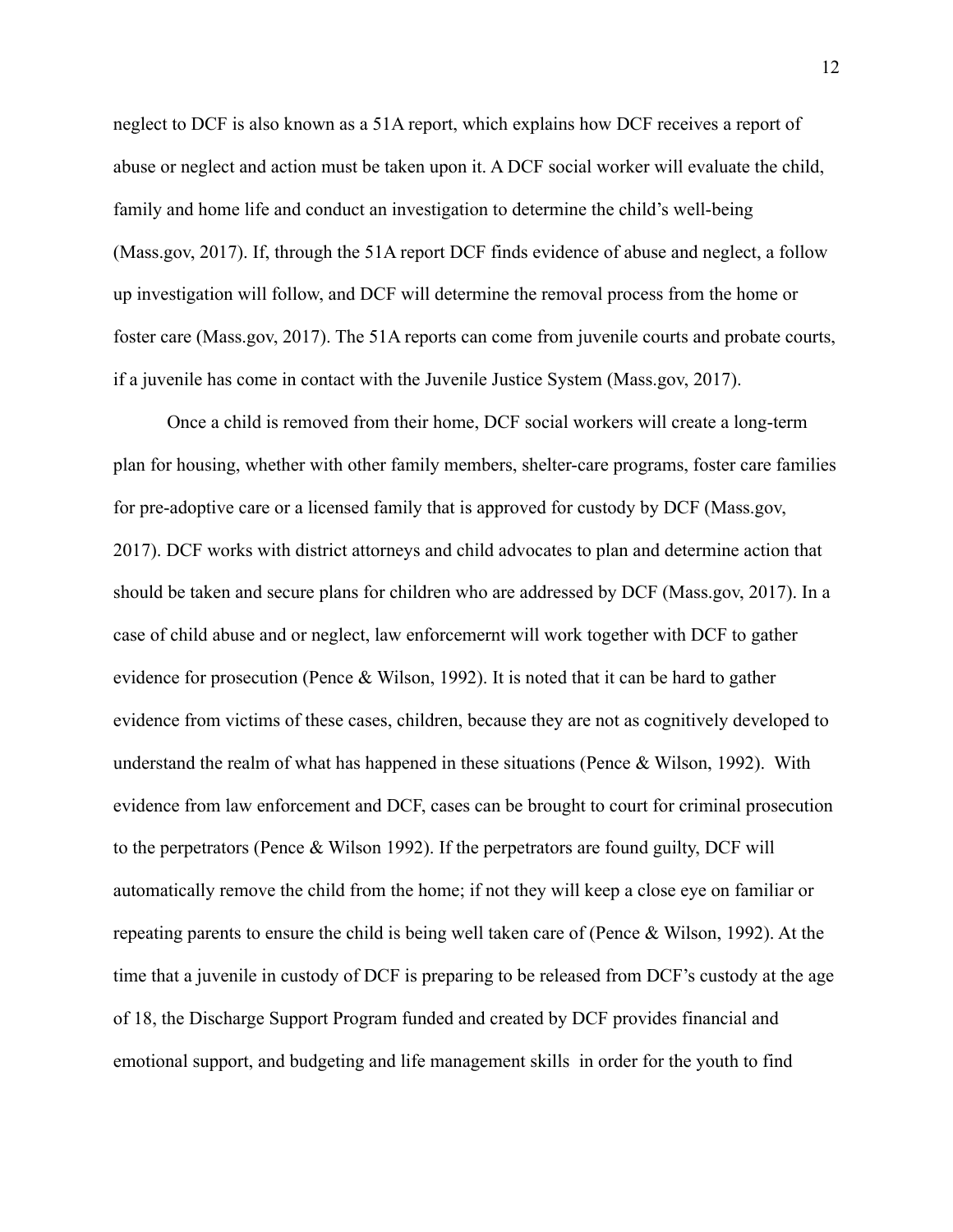neglect to DCF is also known as a 51A report, which explains how DCF receives a report of abuse or neglect and action must be taken upon it. A DCF social worker will evaluate the child, family and home life and conduct an investigation to determine the child's well-being (Mass.gov, 2017). If, through the 51A report DCF finds evidence of abuse and neglect, a follow up investigation will follow, and DCF will determine the removal process from the home or foster care (Mass.gov, 2017). The 51A reports can come from juvenile courts and probate courts, if a juvenile has come in contact with the Juvenile Justice System (Mass.gov, 2017).

Once a child is removed from their home, DCF social workers will create a long-term plan for housing, whether with other family members, shelter-care programs, foster care families for pre-adoptive care or a licensed family that is approved for custody by DCF (Mass.gov, 2017). DCF works with district attorneys and child advocates to plan and determine action that should be taken and secure plans for children who are addressed by DCF (Mass.gov, 2017). In a case of child abuse and or neglect, law enforcemernt will work together with DCF to gather evidence for prosecution (Pence & Wilson, 1992). It is noted that it can be hard to gather evidence from victims of these cases, children, because they are not as cognitively developed to understand the realm of what has happened in these situations (Pence & Wilson, 1992). With evidence from law enforcement and DCF, cases can be brought to court for criminal prosecution to the perpetrators (Pence & Wilson 1992). If the perpetrators are found guilty, DCF will automatically remove the child from the home; if not they will keep a close eye on familiar or repeating parents to ensure the child is being well taken care of (Pence & Wilson, 1992). At the time that a juvenile in custody of DCF is preparing to be released from DCF's custody at the age of 18, the Discharge Support Program funded and created by DCF provides financial and emotional support, and budgeting and life management skills in order for the youth to find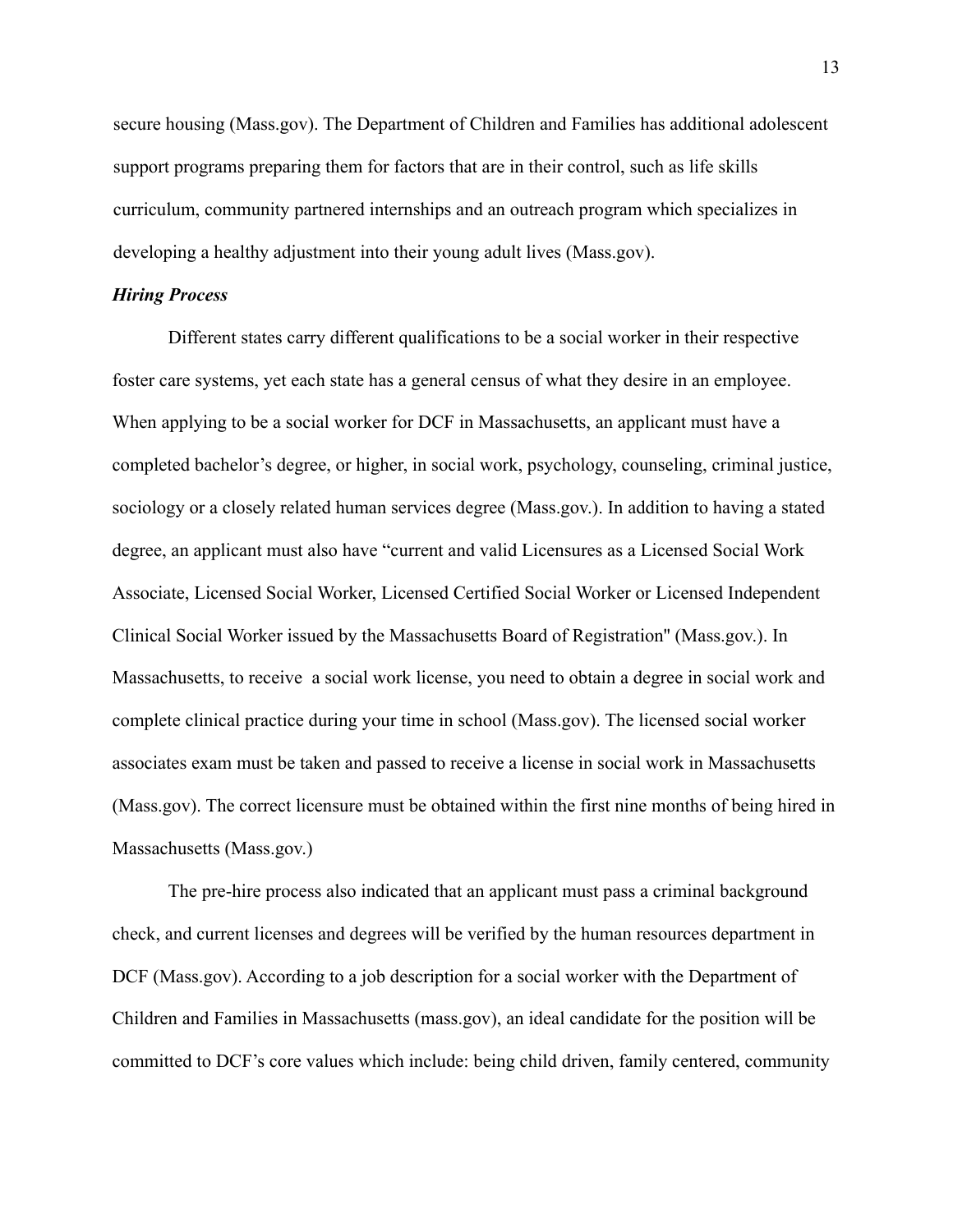secure housing (Mass.gov). The Department of Children and Families has additional adolescent support programs preparing them for factors that are in their control, such as life skills curriculum, community partnered internships and an outreach program which specializes in developing a healthy adjustment into their young adult lives (Mass.gov).

***Hiring Process***

Different states carry different qualifications to be a social worker in their respective foster care systems, yet each state has a general census of what they desire in an employee. When applying to be a social worker for DCF in Massachusetts, an applicant must have a completed bachelor's degree, or higher, in social work, psychology, counseling, criminal justice, sociology or a closely related human services degree (Mass.gov.). In addition to having a stated degree, an applicant must also have "current and valid Licensures as a Licensed Social Work Associate, Licensed Social Worker, Licensed Certified Social Worker or Licensed Independent Clinical Social Worker issued by the Massachusetts Board of Registration" (Mass.gov.). In Massachusetts, to receive a social work license, you need to obtain a degree in social work and complete clinical practice during your time in school (Mass.gov). The licensed social worker associates exam must be taken and passed to receive a license in social work in Massachusetts (Mass.gov). The correct licensure must be obtained within the first nine months of being hired in Massachusetts (Mass.gov.)

The pre-hire process also indicated that an applicant must pass a criminal background check, and current licenses and degrees will be verified by the human resources department in DCF (Mass.gov). According to a job description for a social worker with the Department of Children and Families in Massachusetts (mass.gov), an ideal candidate for the position will be committed to DCF's core values which include: being child driven, family centered, community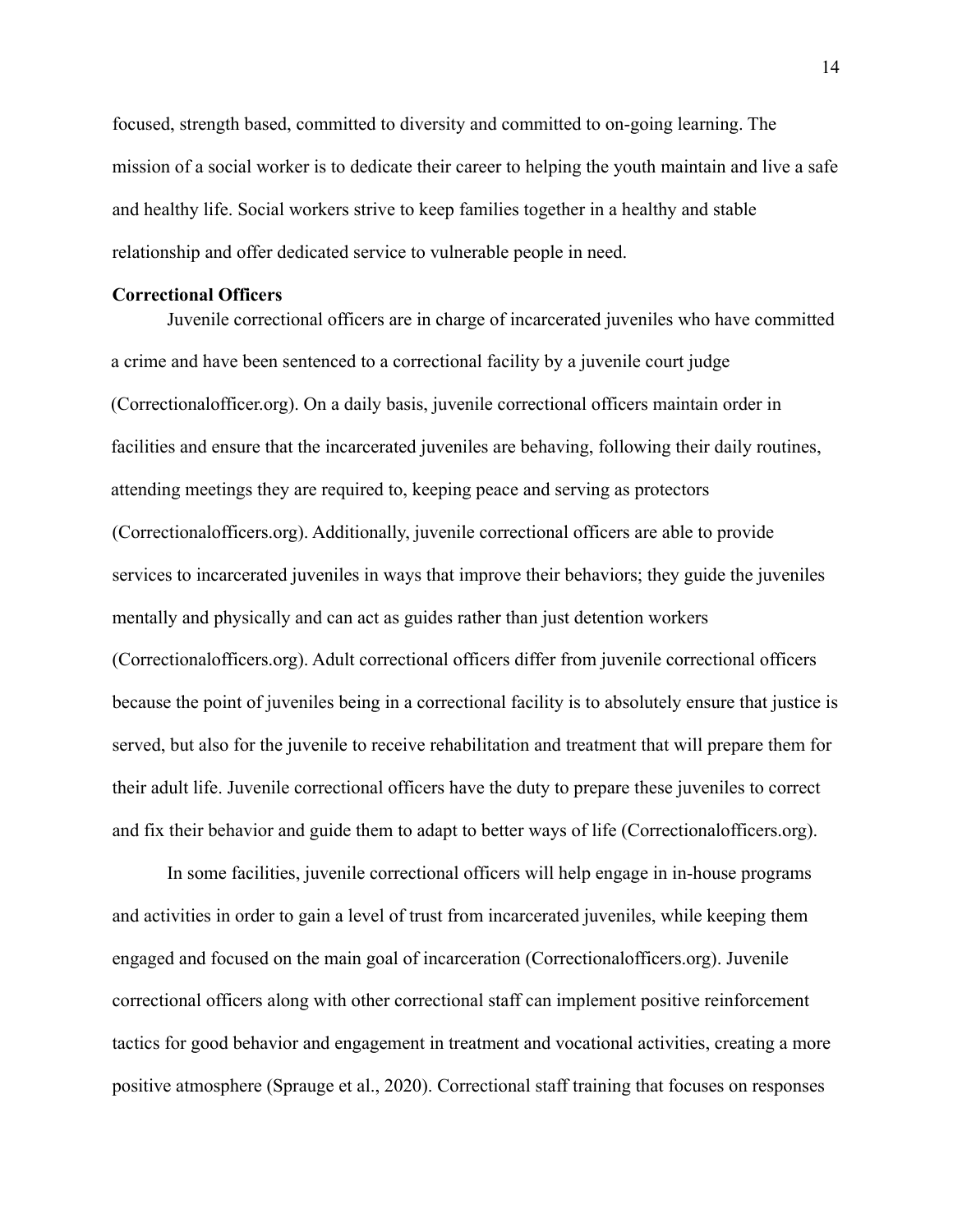focused, strength based, committed to diversity and committed to on-going learning. The mission of a social worker is to dedicate their career to helping the youth maintain and live a safe and healthy life. Social workers strive to keep families together in a healthy and stable relationship and offer dedicated service to vulnerable people in need.

**Correctional Officers**

Juvenile correctional officers are in charge of incarcerated juveniles who have committed a crime and have been sentenced to a correctional facility by a juvenile court judge (Correctionalofficer.org). On a daily basis, juvenile correctional officers maintain order in facilities and ensure that the incarcerated juveniles are behaving, following their daily routines, attending meetings they are required to, keeping peace and serving as protectors (Correctionalofficers.org). Additionally, juvenile correctional officers are able to provide services to incarcerated juveniles in ways that improve their behaviors; they guide the juveniles mentally and physically and can act as guides rather than just detention workers (Correctionalofficers.org). Adult correctional officers differ from juvenile correctional officers because the point of juveniles being in a correctional facility is to absolutely ensure that justice is served, but also for the juvenile to receive rehabilitation and treatment that will prepare them for their adult life. Juvenile correctional officers have the duty to prepare these juveniles to correct and fix their behavior and guide them to adapt to better ways of life (Correctionalofficers.org).

In some facilities, juvenile correctional officers will help engage in in-house programs and activities in order to gain a level of trust from incarcerated juveniles, while keeping them engaged and focused on the main goal of incarceration (Correctionalofficers.org). Juvenile correctional officers along with other correctional staff can implement positive reinforcement tactics for good behavior and engagement in treatment and vocational activities, creating a more positive atmosphere (Sprauge et al., 2020). Correctional staff training that focuses on responses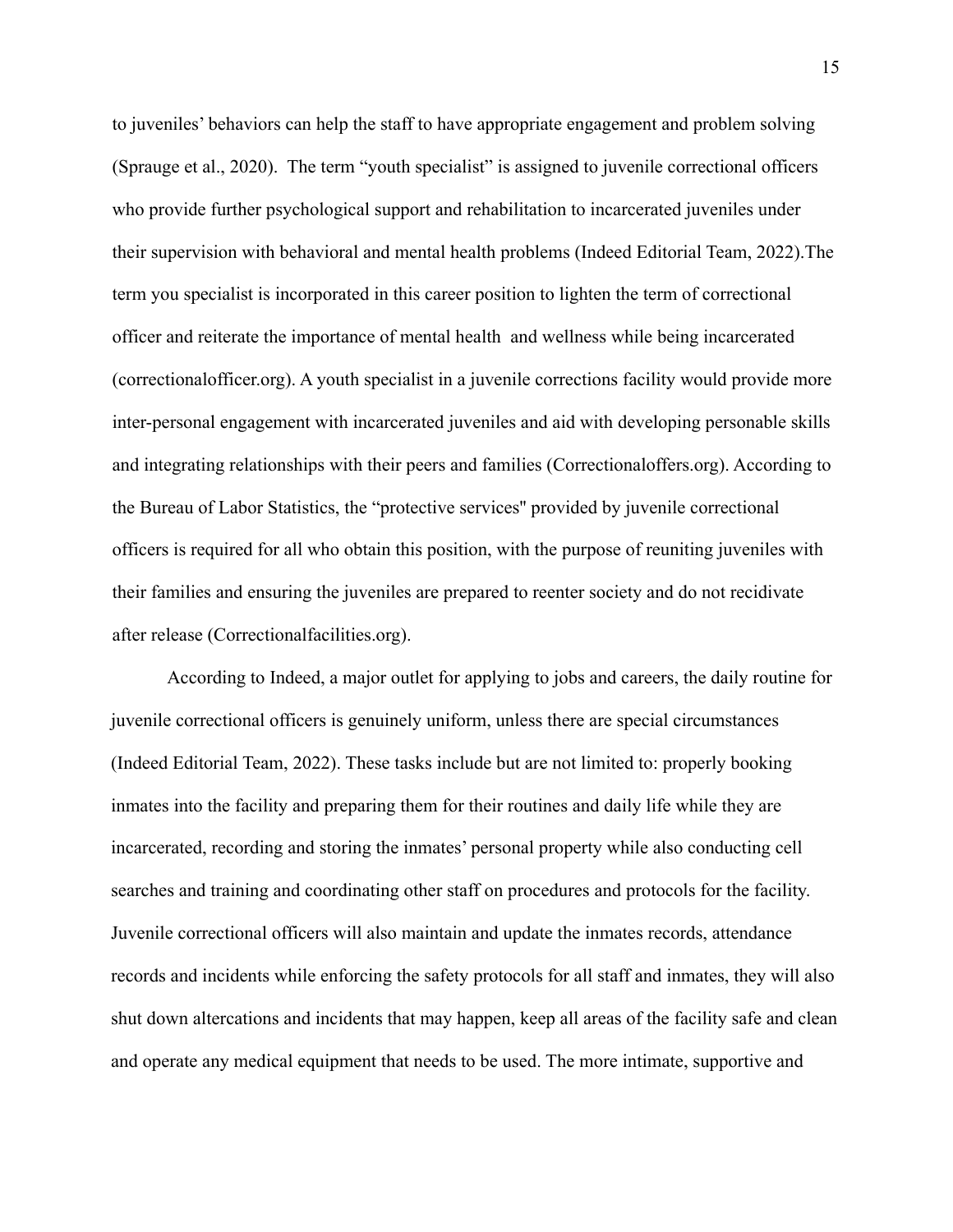to juveniles' behaviors can help the staff to have appropriate engagement and problem solving (Sprauge et al., 2020). The term "youth specialist" is assigned to juvenile correctional officers who provide further psychological support and rehabilitation to incarcerated juveniles under their supervision with behavioral and mental health problems (Indeed Editorial Team, 2022).The term you specialist is incorporated in this career position to lighten the term of correctional officer and reiterate the importance of mental health and wellness while being incarcerated (correctionalofficer.org). A youth specialist in a juvenile corrections facility would provide more inter-personal engagement with incarcerated juveniles and aid with developing personable skills and integrating relationships with their peers and families (Correctionaloffers.org). According to the Bureau of Labor Statistics, the "protective services" provided by juvenile correctional officers is required for all who obtain this position, with the purpose of reuniting juveniles with their families and ensuring the juveniles are prepared to reenter society and do not recidivate after release (Correctionalfacilities.org).

According to Indeed, a major outlet for applying to jobs and careers, the daily routine for juvenile correctional officers is genuinely uniform, unless there are special circumstances (Indeed Editorial Team, 2022). These tasks include but are not limited to: properly booking inmates into the facility and preparing them for their routines and daily life while they are incarcerated, recording and storing the inmates' personal property while also conducting cell searches and training and coordinating other staff on procedures and protocols for the facility. Juvenile correctional officers will also maintain and update the inmates records, attendance records and incidents while enforcing the safety protocols for all staff and inmates, they will also shut down altercations and incidents that may happen, keep all areas of the facility safe and clean and operate any medical equipment that needs to be used. The more intimate, supportive and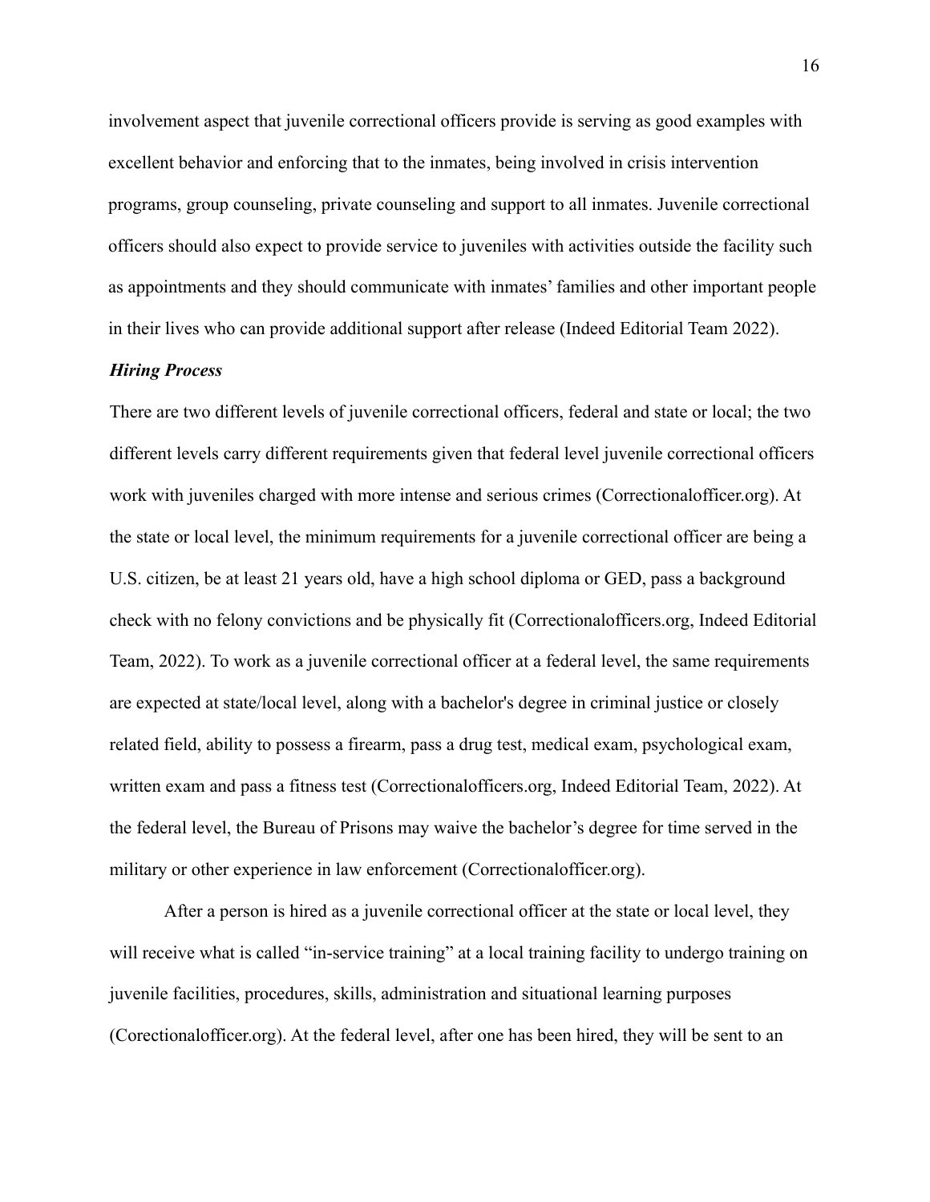involvement aspect that juvenile correctional officers provide is serving as good examples with excellent behavior and enforcing that to the inmates, being involved in crisis intervention programs, group counseling, private counseling and support to all inmates. Juvenile correctional officers should also expect to provide service to juveniles with activities outside the facility such as appointments and they should communicate with inmates' families and other important people in their lives who can provide additional support after release (Indeed Editorial Team 2022).

### *Hiring Process*

There are two different levels of juvenile correctional officers, federal and state or local; the two different levels carry different requirements given that federal level juvenile correctional officers work with juveniles charged with more intense and serious crimes (Correctionalofficer.org). At the state or local level, the minimum requirements for a juvenile correctional officer are being a U.S. citizen, be at least 21 years old, have a high school diploma or GED, pass a background check with no felony convictions and be physically fit (Correctionalofficers.org, Indeed Editorial Team, 2022). To work as a juvenile correctional officer at a federal level, the same requirements are expected at state/local level, along with a bachelor's degree in criminal justice or closely related field, ability to possess a firearm, pass a drug test, medical exam, psychological exam, written exam and pass a fitness test (Correctionalofficers.org, Indeed Editorial Team, 2022). At the federal level, the Bureau of Prisons may waive the bachelor's degree for time served in the military or other experience in law enforcement (Correctionalofficer.org).

After a person is hired as a juvenile correctional officer at the state or local level, they will receive what is called "in-service training" at a local training facility to undergo training on juvenile facilities, procedures, skills, administration and situational learning purposes (Corectionalofficer.org). At the federal level, after one has been hired, they will be sent to an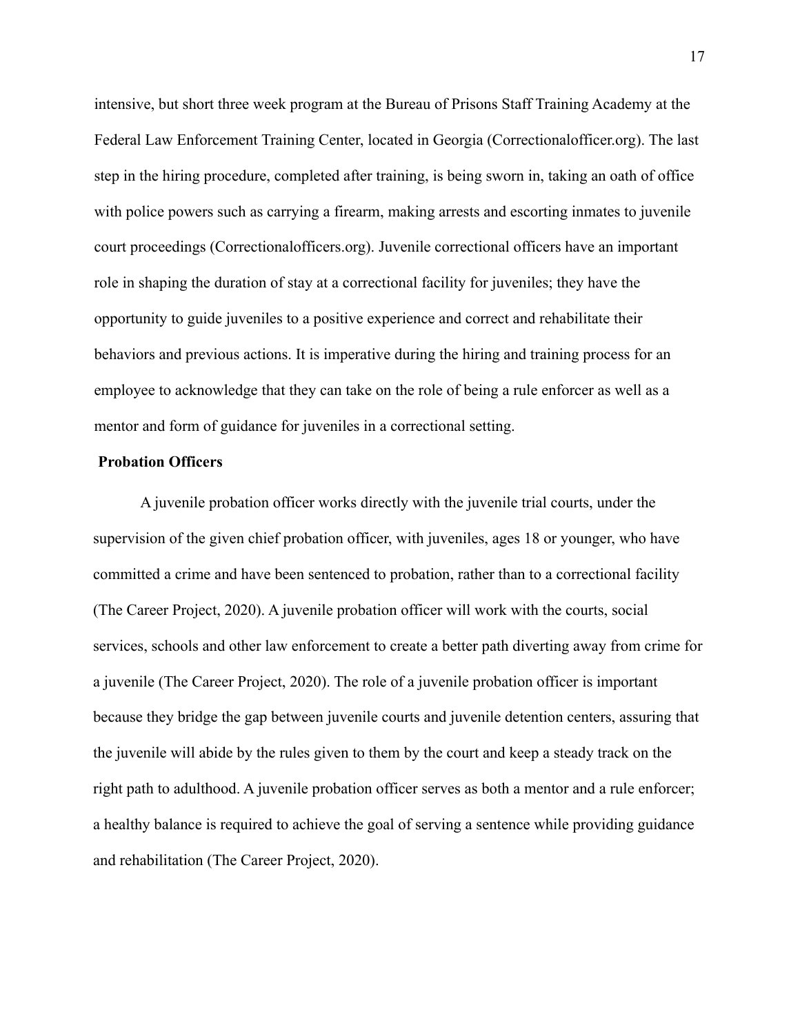intensive, but short three week program at the Bureau of Prisons Staff Training Academy at the Federal Law Enforcement Training Center, located in Georgia (Correctionalofficer.org). The last step in the hiring procedure, completed after training, is being sworn in, taking an oath of office with police powers such as carrying a firearm, making arrests and escorting inmates to juvenile court proceedings (Correctionalofficers.org). Juvenile correctional officers have an important role in shaping the duration of stay at a correctional facility for juveniles; they have the opportunity to guide juveniles to a positive experience and correct and rehabilitate their behaviors and previous actions. It is imperative during the hiring and training process for an employee to acknowledge that they can take on the role of being a rule enforcer as well as a mentor and form of guidance for juveniles in a correctional setting.

**Probation Officers**

A juvenile probation officer works directly with the juvenile trial courts, under the supervision of the given chief probation officer, with juveniles, ages 18 or younger, who have committed a crime and have been sentenced to probation, rather than to a correctional facility (The Career Project, 2020). A juvenile probation officer will work with the courts, social services, schools and other law enforcement to create a better path diverting away from crime for a juvenile (The Career Project, 2020). The role of a juvenile probation officer is important because they bridge the gap between juvenile courts and juvenile detention centers, assuring that the juvenile will abide by the rules given to them by the court and keep a steady track on the right path to adulthood. A juvenile probation officer serves as both a mentor and a rule enforcer; a healthy balance is required to achieve the goal of serving a sentence while providing guidance and rehabilitation (The Career Project, 2020).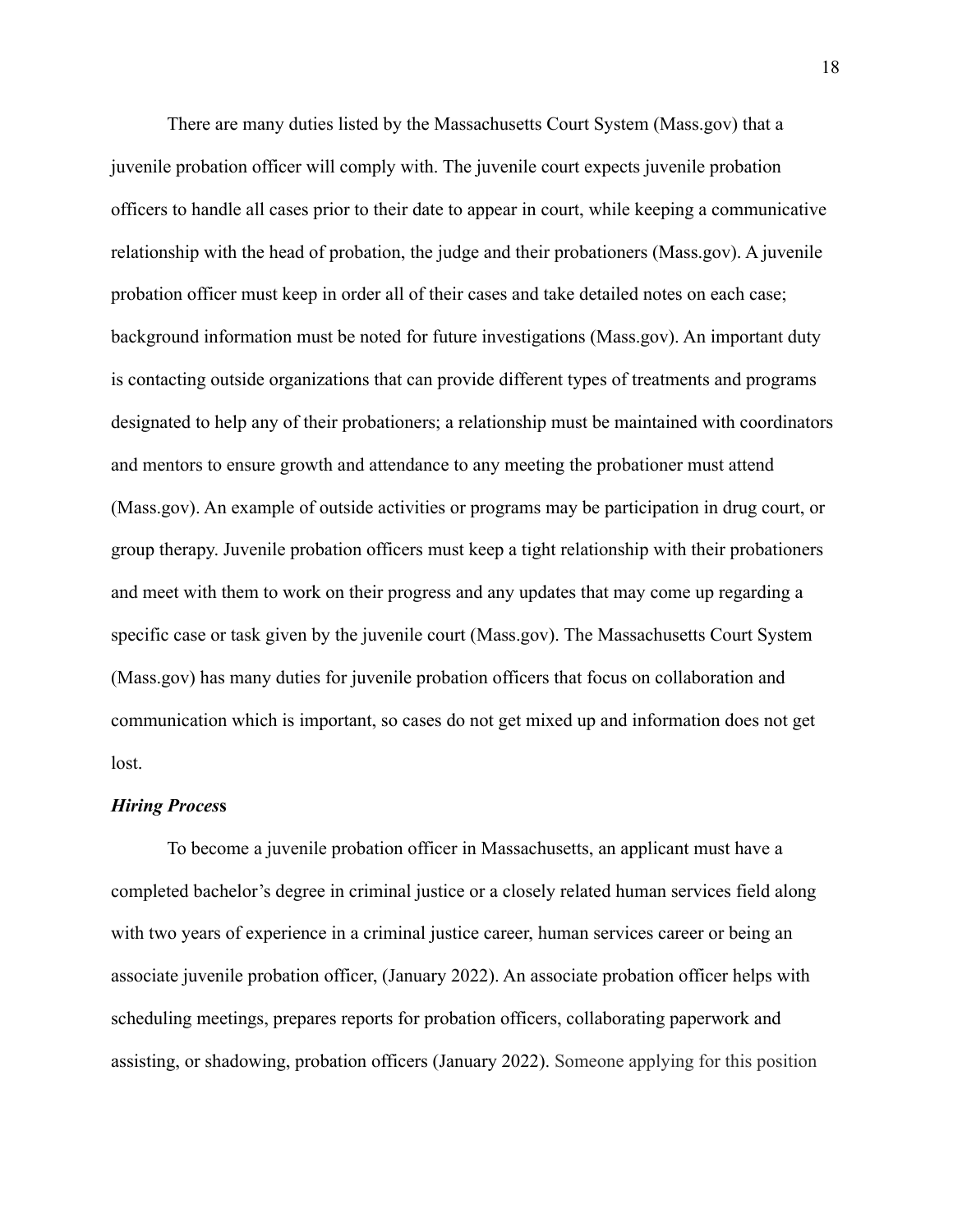There are many duties listed by the Massachusetts Court System (Mass.gov) that a juvenile probation officer will comply with. The juvenile court expects juvenile probation officers to handle all cases prior to their date to appear in court, while keeping a communicative relationship with the head of probation, the judge and their probationers (Mass.gov). A juvenile probation officer must keep in order all of their cases and take detailed notes on each case; background information must be noted for future investigations (Mass.gov). An important duty is contacting outside organizations that can provide different types of treatments and programs designated to help any of their probationers; a relationship must be maintained with coordinators and mentors to ensure growth and attendance to any meeting the probationer must attend (Mass.gov). An example of outside activities or programs may be participation in drug court, or group therapy. Juvenile probation officers must keep a tight relationship with their probationers and meet with them to work on their progress and any updates that may come up regarding a specific case or task given by the juvenile court (Mass.gov). The Massachusetts Court System (Mass.gov) has many duties for juvenile probation officers that focus on collaboration and communication which is important, so cases do not get mixed up and information does not get lost.

### ***Hiring Process***

To become a juvenile probation officer in Massachusetts, an applicant must have a completed bachelor's degree in criminal justice or a closely related human services field along with two years of experience in a criminal justice career, human services career or being an associate juvenile probation officer, (January 2022). An associate probation officer helps with scheduling meetings, prepares reports for probation officers, collaborating paperwork and assisting, or shadowing, probation officers (January 2022). Someone applying for this position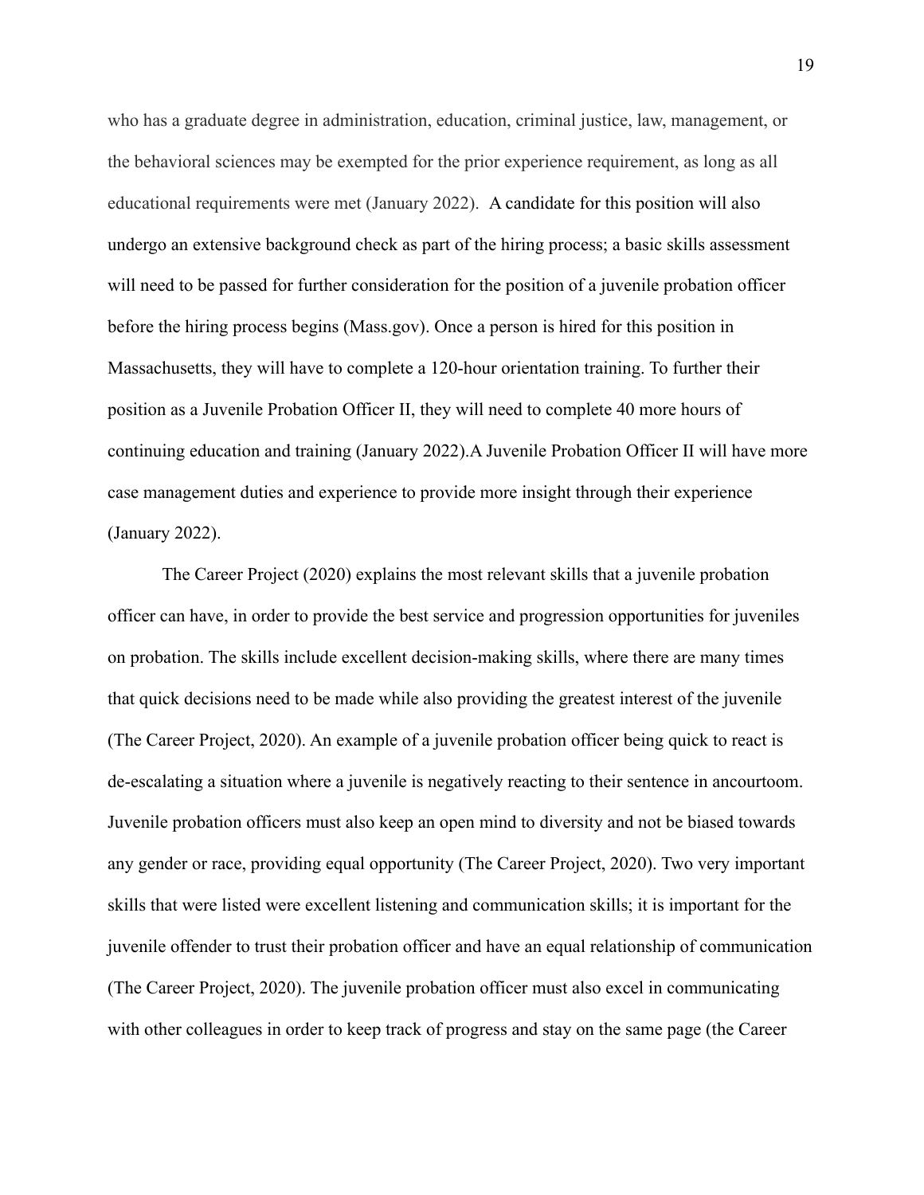who has a graduate degree in administration, education, criminal justice, law, management, or the behavioral sciences may be exempted for the prior experience requirement, as long as all educational requirements were met (January 2022). A candidate for this position will also undergo an extensive background check as part of the hiring process; a basic skills assessment will need to be passed for further consideration for the position of a juvenile probation officer before the hiring process begins (Mass.gov). Once a person is hired for this position in Massachusetts, they will have to complete a 120-hour orientation training. To further their position as a Juvenile Probation Officer II, they will need to complete 40 more hours of continuing education and training (January 2022).A Juvenile Probation Officer II will have more case management duties and experience to provide more insight through their experience (January 2022).

The Career Project (2020) explains the most relevant skills that a juvenile probation officer can have, in order to provide the best service and progression opportunities for juveniles on probation. The skills include excellent decision-making skills, where there are many times that quick decisions need to be made while also providing the greatest interest of the juvenile (The Career Project, 2020). An example of a juvenile probation officer being quick to react is de-escalating a situation where a juvenile is negatively reacting to their sentence in ancourtoom. Juvenile probation officers must also keep an open mind to diversity and not be biased towards any gender or race, providing equal opportunity (The Career Project, 2020). Two very important skills that were listed were excellent listening and communication skills; it is important for the juvenile offender to trust their probation officer and have an equal relationship of communication (The Career Project, 2020). The juvenile probation officer must also excel in communicating with other colleagues in order to keep track of progress and stay on the same page (the Career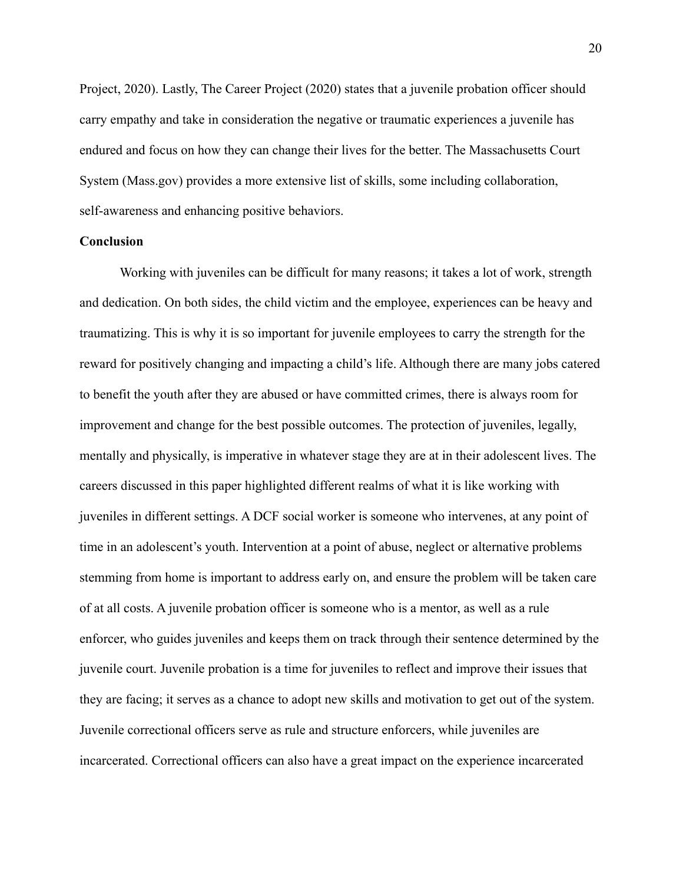Project, 2020). Lastly, The Career Project (2020) states that a juvenile probation officer should carry empathy and take in consideration the negative or traumatic experiences a juvenile has endured and focus on how they can change their lives for the better. The Massachusetts Court System (Mass.gov) provides a more extensive list of skills, some including collaboration, self-awareness and enhancing positive behaviors.

**Conclusion**

Working with juveniles can be difficult for many reasons; it takes a lot of work, strength and dedication. On both sides, the child victim and the employee, experiences can be heavy and traumatizing. This is why it is so important for juvenile employees to carry the strength for the reward for positively changing and impacting a child's life. Although there are many jobs catered to benefit the youth after they are abused or have committed crimes, there is always room for improvement and change for the best possible outcomes. The protection of juveniles, legally, mentally and physically, is imperative in whatever stage they are at in their adolescent lives. The careers discussed in this paper highlighted different realms of what it is like working with juveniles in different settings. A DCF social worker is someone who intervenes, at any point of time in an adolescent's youth. Intervention at a point of abuse, neglect or alternative problems stemming from home is important to address early on, and ensure the problem will be taken care of at all costs. A juvenile probation officer is someone who is a mentor, as well as a rule enforcer, who guides juveniles and keeps them on track through their sentence determined by the juvenile court. Juvenile probation is a time for juveniles to reflect and improve their issues that they are facing; it serves as a chance to adopt new skills and motivation to get out of the system. Juvenile correctional officers serve as rule and structure enforcers, while juveniles are incarcerated. Correctional officers can also have a great impact on the experience incarcerated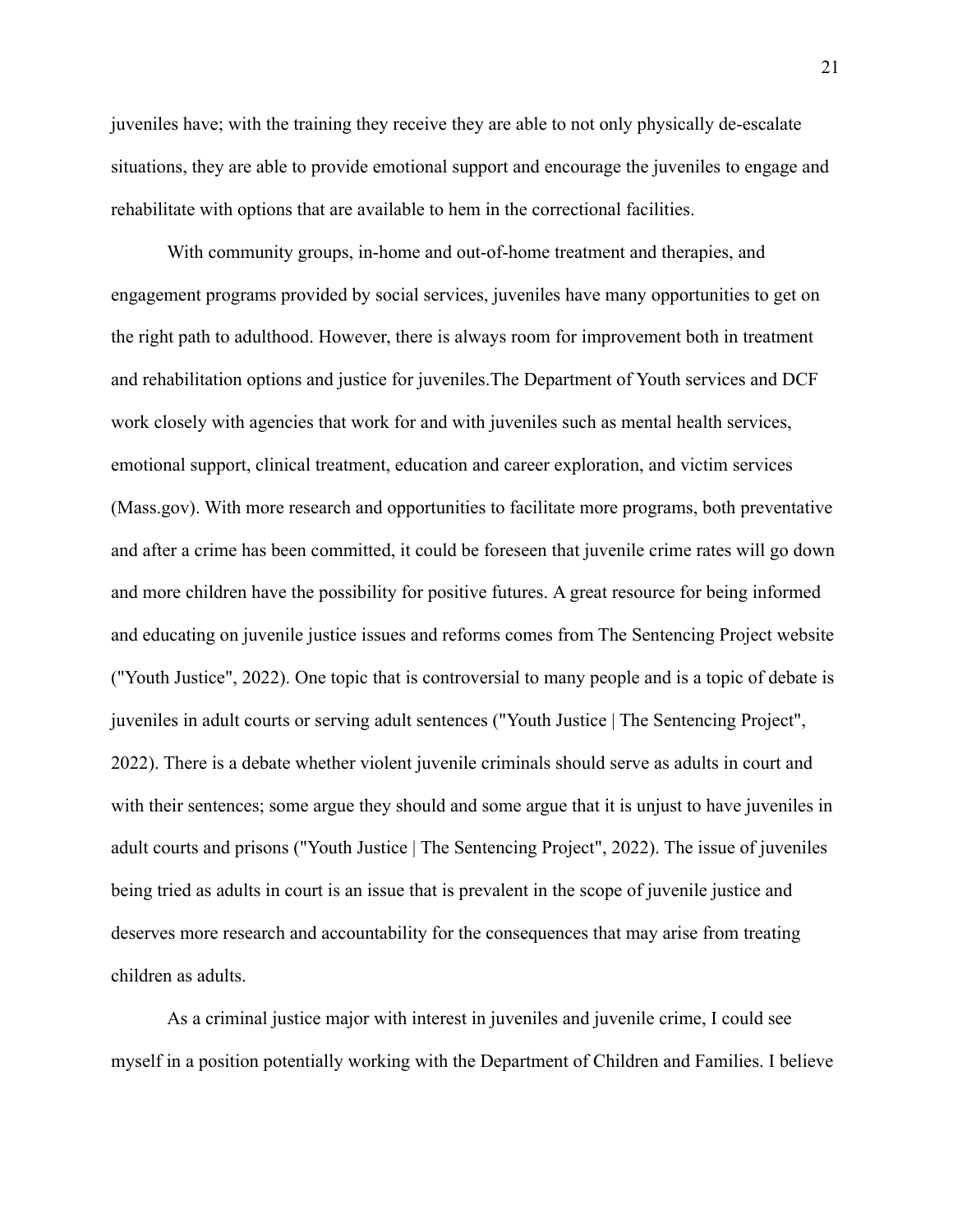juveniles have; with the training they receive they are able to not only physically de-escalate situations, they are able to provide emotional support and encourage the juveniles to engage and rehabilitate with options that are available to hem in the correctional facilities.

With community groups, in-home and out-of-home treatment and therapies, and engagement programs provided by social services, juveniles have many opportunities to get on the right path to adulthood. However, there is always room for improvement both in treatment and rehabilitation options and justice for juveniles.The Department of Youth services and DCF work closely with agencies that work for and with juveniles such as mental health services, emotional support, clinical treatment, education and career exploration, and victim services (Mass.gov). With more research and opportunities to facilitate more programs, both preventative and after a crime has been committed, it could be foreseen that juvenile crime rates will go down and more children have the possibility for positive futures. A great resource for being informed and educating on juvenile justice issues and reforms comes from The Sentencing Project website ("Youth Justice", 2022). One topic that is controversial to many people and is a topic of debate is juveniles in adult courts or serving adult sentences ("Youth Justice | The Sentencing Project", 2022). There is a debate whether violent juvenile criminals should serve as adults in court and with their sentences; some argue they should and some argue that it is unjust to have juveniles in adult courts and prisons ("Youth Justice | The Sentencing Project", 2022). The issue of juveniles being tried as adults in court is an issue that is prevalent in the scope of juvenile justice and deserves more research and accountability for the consequences that may arise from treating children as adults.

As a criminal justice major with interest in juveniles and juvenile crime, I could see myself in a position potentially working with the Department of Children and Families. I believe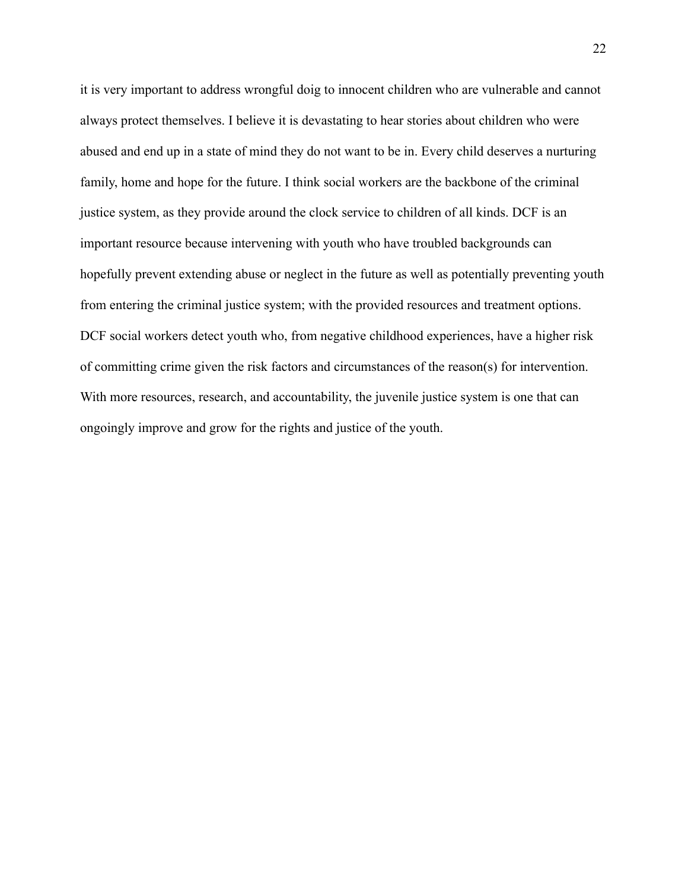it is very important to address wrongful doig to innocent children who are vulnerable and cannot always protect themselves. I believe it is devastating to hear stories about children who were abused and end up in a state of mind they do not want to be in. Every child deserves a nurturing family, home and hope for the future. I think social workers are the backbone of the criminal justice system, as they provide around the clock service to children of all kinds. DCF is an important resource because intervening with youth who have troubled backgrounds can hopefully prevent extending abuse or neglect in the future as well as potentially preventing youth from entering the criminal justice system; with the provided resources and treatment options. DCF social workers detect youth who, from negative childhood experiences, have a higher risk of committing crime given the risk factors and circumstances of the reason(s) for intervention. With more resources, research, and accountability, the juvenile justice system is one that can ongoingly improve and grow for the rights and justice of the youth.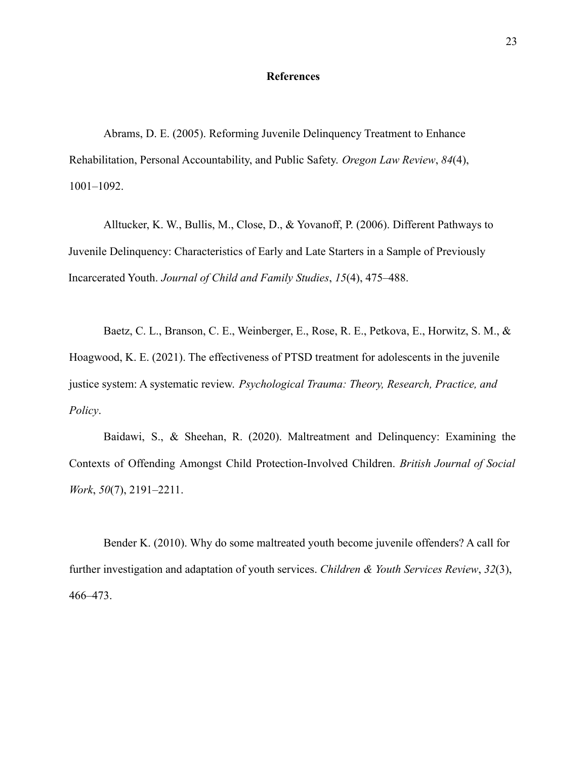# References

Abrams, D. E. (2005). Reforming Juvenile Delinquency Treatment to Enhance Rehabilitation, Personal Accountability, and Public Safety. *Oregon Law Review*, *84*(4), 1001–1092.

Alltucker, K. W., Bullis, M., Close, D., & Yovanoff, P. (2006). Different Pathways to Juvenile Delinquency: Characteristics of Early and Late Starters in a Sample of Previously Incarcerated Youth. *Journal of Child and Family Studies*, *15*(4), 475–488.

Baetz, C. L., Branson, C. E., Weinberger, E., Rose, R. E., Petkova, E., Horwitz, S. M., & Hoagwood, K. E. (2021). The effectiveness of PTSD treatment for adolescents in the juvenile justice system: A systematic review. *Psychological Trauma: Theory, Research, Practice, and Policy*.

Baidawi, S., & Sheehan, R. (2020). Maltreatment and Delinquency: Examining the Contexts of Offending Amongst Child Protection-Involved Children. *British Journal of Social Work*, *50*(7), 2191–2211.

Bender K. (2010). Why do some maltreated youth become juvenile offenders? A call for further investigation and adaptation of youth services. *Children & Youth Services Review*, *32*(3), 466–473.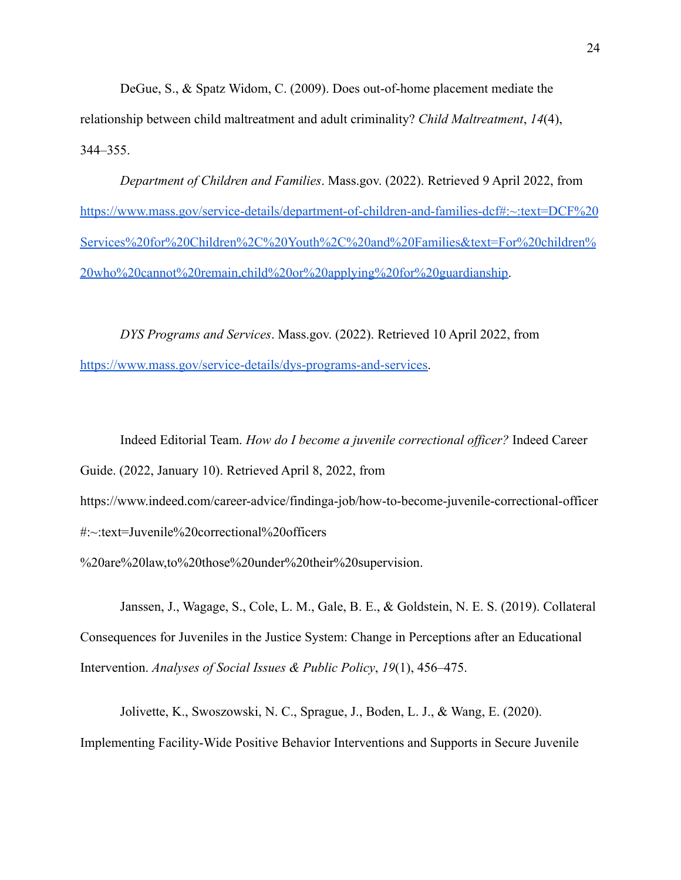DeGue, S., & Spatz Widom, C. (2009). Does out-of-home placement mediate the relationship between child maltreatment and adult criminality? *Child Maltreatment*, *14*(4), 344–355.

*Department of Children and Families*. Mass.gov. (2022). Retrieved 9 April 2022, from [https://www.mass.gov/service-details/department-of-children-and-families-dcf#:~:text=DCF%20Services%20for%20Children%2C%20Youth%2C%20and%20Families&text=For%20children%20who%20cannot%20remain,child%20or%20applying%20for%20guardianship](https://www.mass.gov/service-details/department-of-children-and-families-dcf#:~:text=DCF%20Services%20for%20Children%2C%20Youth%2C%20and%20Families&text=For%20children%20who%20cannot%20remain,child%20or%20applying%20for%20guardianship).

*DYS Programs and Services*. Mass.gov. (2022). Retrieved 10 April 2022, from [https://www.mass.gov/service-details/dys-programs-and-services](https://www.mass.gov/service-details/dys-programs-and-services).

Indeed Editorial Team. *How do I become a juvenile correctional officer?* Indeed Career Guide. (2022, January 10). Retrieved April 8, 2022, from https://www.indeed.com/career-advice/findinga-job/how-to-become-juvenile-correctional-officer#:~:text=Juvenile%20correctional%20officers%20are%20law,to%20those%20under%20their%20supervision.

Janssen, J., Wagage, S., Cole, L. M., Gale, B. E., & Goldstein, N. E. S. (2019). Collateral Consequences for Juveniles in the Justice System: Change in Perceptions after an Educational Intervention. *Analyses of Social Issues & Public Policy*, *19*(1), 456–475.

Jolivette, K., Swoszowski, N. C., Sprague, J., Boden, L. J., & Wang, E. (2020). Implementing Facility-Wide Positive Behavior Interventions and Supports in Secure Juvenile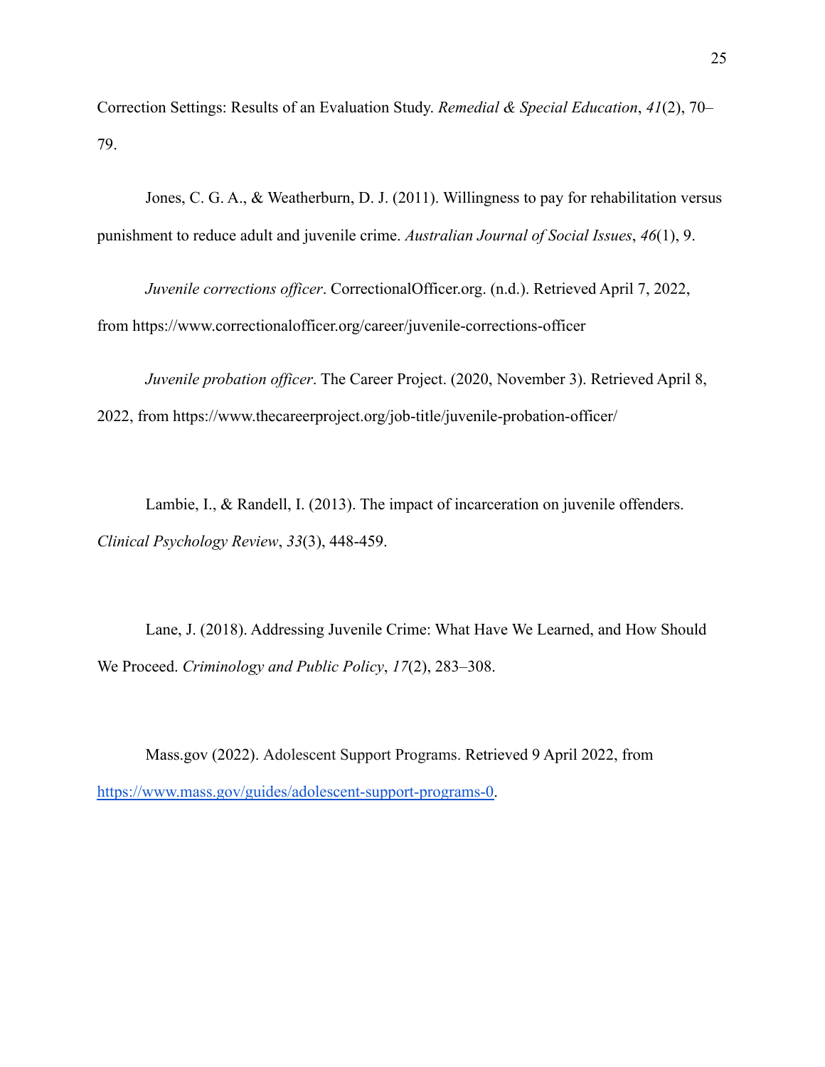Correction Settings: Results of an Evaluation Study. *Remedial & Special Education*, *41*(2), 70–79.

Jones, C. G. A., & Weatherburn, D. J. (2011). Willingness to pay for rehabilitation versus punishment to reduce adult and juvenile crime. *Australian Journal of Social Issues*, *46*(1), 9.

*Juvenile corrections officer*. CorrectionalOfficer.org. (n.d.). Retrieved April 7, 2022, from https://www.correctionalofficer.org/career/juvenile-corrections-officer

*Juvenile probation officer*. The Career Project. (2020, November 3). Retrieved April 8, 2022, from https://www.thecareerproject.org/job-title/juvenile-probation-officer/

Lambie, I., & Randell, I. (2013). The impact of incarceration on juvenile offenders. *Clinical Psychology Review*, *33*(3), 448-459.

Lane, J. (2018). Addressing Juvenile Crime: What Have We Learned, and How Should We Proceed. *Criminology and Public Policy*, *17*(2), 283–308.

Mass.gov (2022). Adolescent Support Programs. Retrieved 9 April 2022, from https://www.mass.gov/guides/adolescent-support-programs-0.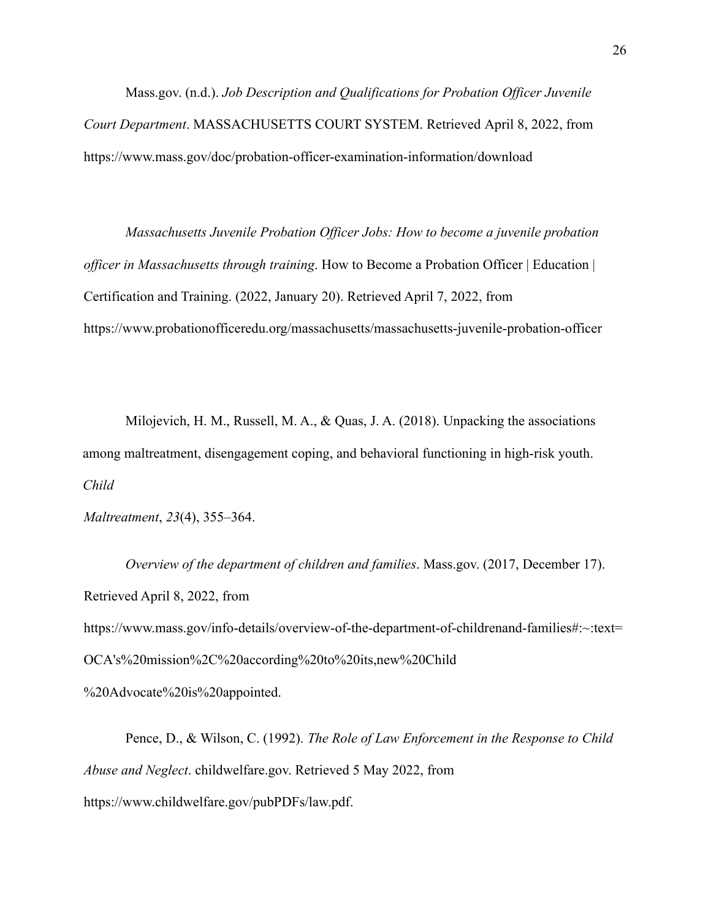Mass.gov. (n.d.). *Job Description and Qualifications for Probation Officer Juvenile Court Department*. MASSACHUSETTS COURT SYSTEM. Retrieved April 8, 2022, from https://www.mass.gov/doc/probation-officer-examination-information/download

*Massachusetts Juvenile Probation Officer Jobs: How to become a juvenile probation officer in Massachusetts through training*. How to Become a Probation Officer | Education | Certification and Training. (2022, January 20). Retrieved April 7, 2022, from https://www.probationofficeredu.org/massachusetts/massachusetts-juvenile-probation-officer

Milojevich, H. M., Russell, M. A., & Quas, J. A. (2018). Unpacking the associations among maltreatment, disengagement coping, and behavioral functioning in high-risk youth. *Child Maltreatment*, *23*(4), 355–364.

*Overview of the department of children and families*. Mass.gov. (2017, December 17). Retrieved April 8, 2022, from https://www.mass.gov/info-details/overview-of-the-department-of-childrenand-families#:~:text=OCA's%20mission%2C%20according%20to%20its,new%20Child%20Advocate%20is%20appointed.

Pence, D., & Wilson, C. (1992). *The Role of Law Enforcement in the Response to Child Abuse and Neglect*. childwelfare.gov. Retrieved 5 May 2022, from https://www.childwelfare.gov/pubPDFs/law.pdf.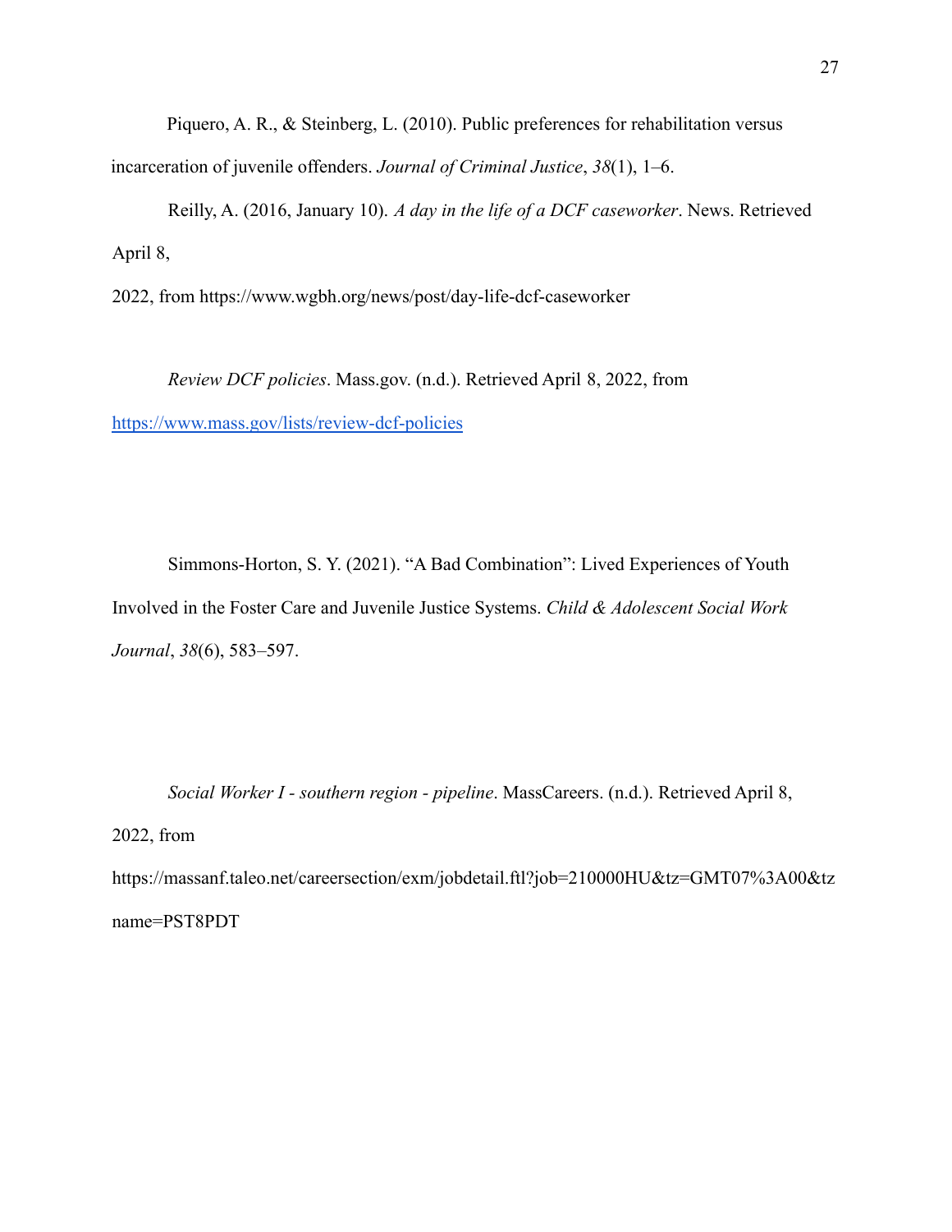Piquero, A. R., & Steinberg, L. (2010). Public preferences for rehabilitation versus incarceration of juvenile offenders. *Journal of Criminal Justice*, *38*(1), 1–6.

Reilly, A. (2016, January 10). *A day in the life of a DCF caseworker*. News. Retrieved April 8, 2022, from https://www.wgbh.org/news/post/day-life-dcf-caseworker

*Review DCF policies*. Mass.gov. (n.d.). Retrieved April 8, 2022, from https://www.mass.gov/lists/review-dcf-policies

Simmons-Horton, S. Y. (2021). "A Bad Combination": Lived Experiences of Youth Involved in the Foster Care and Juvenile Justice Systems. *Child & Adolescent Social Work Journal*, *38*(6), 583–597.

*Social Worker I - southern region - pipeline*. MassCareers. (n.d.). Retrieved April 8, 2022, from https://massanf.taleo.net/careersection/exm/jobdetail.ftl?job=210000HU&tz=GMT07%3A00&tzname=PST8PDT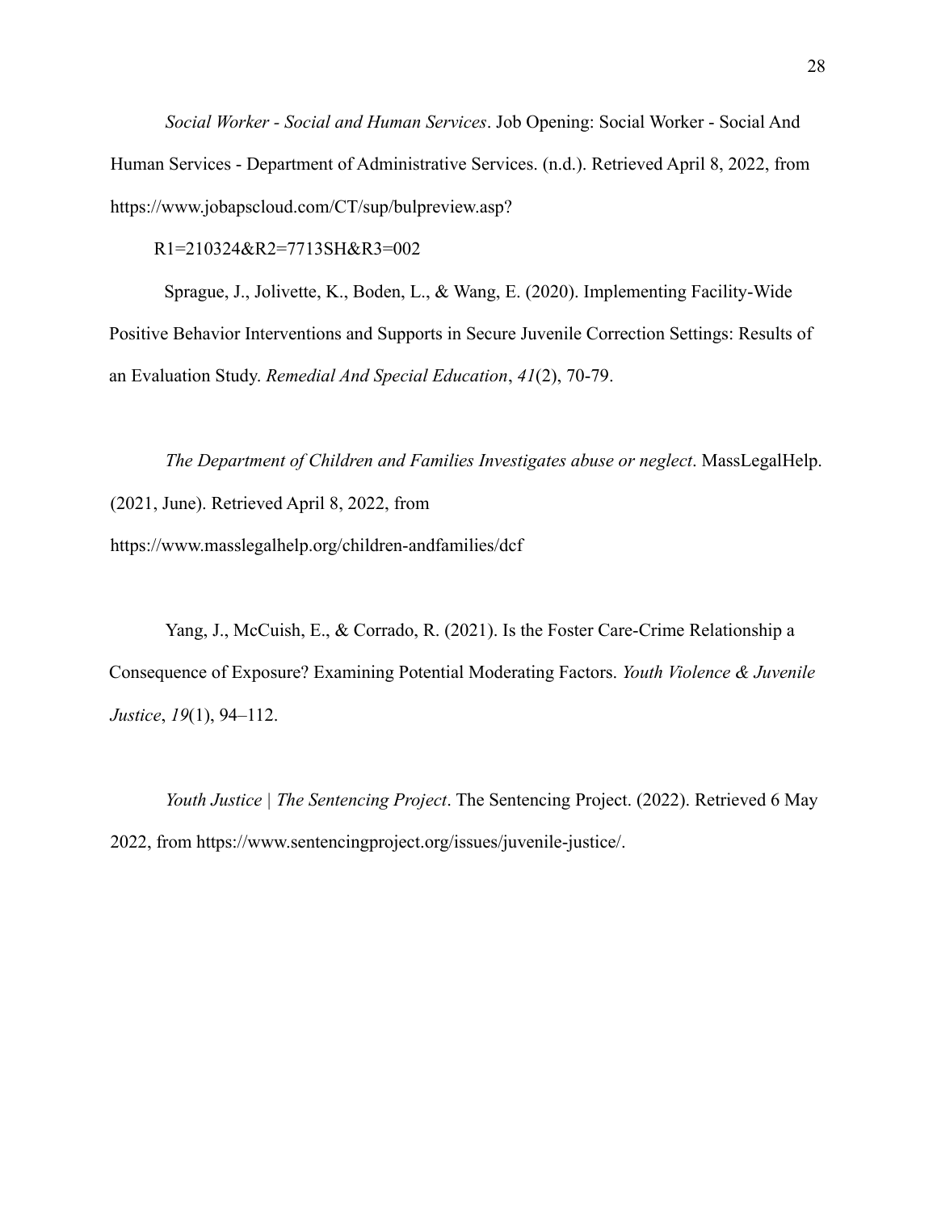*Social Worker - Social and Human Services*. Job Opening: Social Worker - Social And Human Services - Department of Administrative Services. (n.d.). Retrieved April 8, 2022, from https://www.jobapscloud.com/CT/sup/bulpreview.asp?R1=210324&R2=7713SH&R3=002

Sprague, J., Jolivette, K., Boden, L., & Wang, E. (2020). Implementing Facility-Wide Positive Behavior Interventions and Supports in Secure Juvenile Correction Settings: Results of an Evaluation Study. *Remedial And Special Education*, *41*(2), 70-79.

*The Department of Children and Families Investigates abuse or neglect*. MassLegalHelp. (2021, June). Retrieved April 8, 2022, from https://www.masslegalhelp.org/children-andfamilies/dcf

Yang, J., McCuish, E., & Corrado, R. (2021). Is the Foster Care-Crime Relationship a Consequence of Exposure? Examining Potential Moderating Factors. *Youth Violence & Juvenile Justice*, *19*(1), 94–112.

*Youth Justice | The Sentencing Project*. The Sentencing Project. (2022). Retrieved 6 May 2022, from https://www.sentencingproject.org/issues/juvenile-justice/.